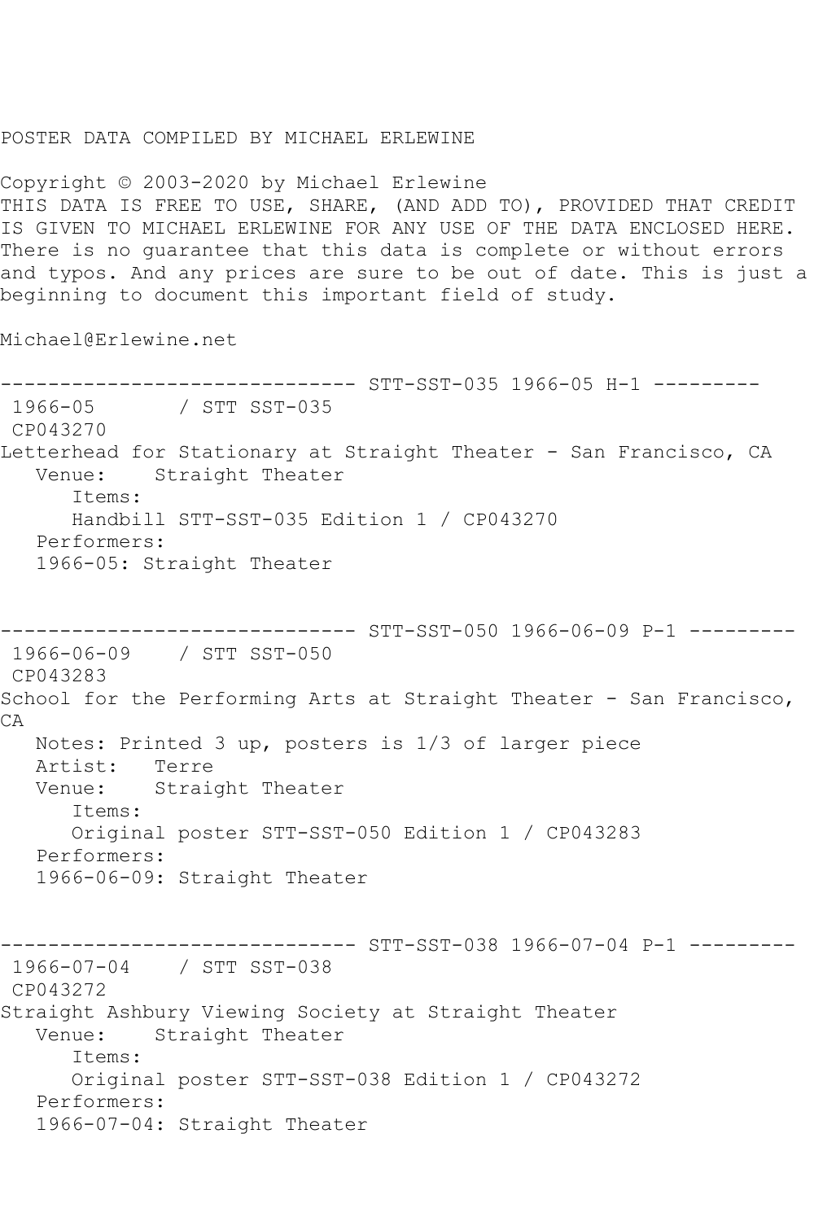POSTER DATA COMPILED BY MICHAEL ERLEWINE

Copyright © 2003-2020 by Michael Erlewine
THIS DATA IS FREE TO USE, SHARE, (AND ADD TO), PROVIDED THAT CREDIT IS GIVEN TO MICHAEL ERLEWINE FOR ANY USE OF THE DATA ENCLOSED HERE. There is no guarantee that this data is complete or without errors and typos. And any prices are sure to be out of date. This is just a beginning to document this important field of study.

Michael@Erlewine.net

```
------------------------------ STT-SST-035 1966-05 H-1 ---------
 1966-05       / STT SST-035
 CP043270
Letterhead for Stationary at Straight Theater - San Francisco, CA
   Venue:    Straight Theater
      Items:
      Handbill STT-SST-035 Edition 1 / CP043270
   Performers:
   1966-05: Straight Theater


------------------------------ STT-SST-050 1966-06-09 P-1 ---------
 1966-06-09    / STT SST-050
 CP043283
School for the Performing Arts at Straight Theater - San Francisco, CA
   Notes: Printed 3 up, posters is 1/3 of larger piece
   Artist:   Terre
   Venue:    Straight Theater
      Items:
      Original poster STT-SST-050 Edition 1 / CP043283
   Performers:
   1966-06-09: Straight Theater


------------------------------ STT-SST-038 1966-07-04 P-1 ---------
 1966-07-04    / STT SST-038
 CP043272
Straight Ashbury Viewing Society at Straight Theater
   Venue:    Straight Theater
      Items:
      Original poster STT-SST-038 Edition 1 / CP043272
   Performers:
   1966-07-04: Straight Theater
```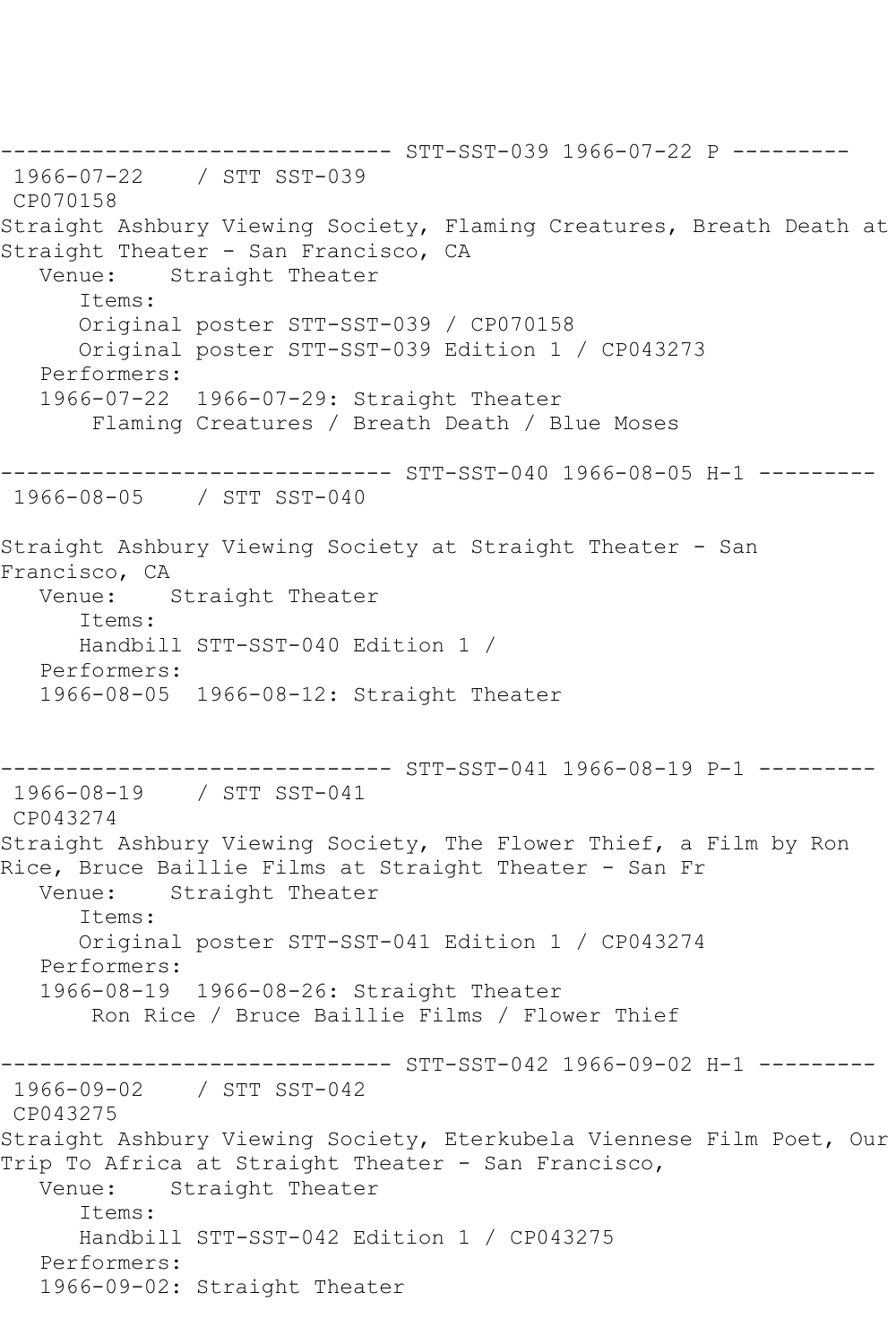```
------------------------------ STT-SST-039 1966-07-22 P ---------
 1966-07-22    / STT SST-039
 CP070158
Straight Ashbury Viewing Society, Flaming Creatures, Breath Death at
Straight Theater - San Francisco, CA
   Venue:    Straight Theater
      Items:
      Original poster STT-SST-039 / CP070158
      Original poster STT-SST-039 Edition 1 / CP043273
   Performers:
   1966-07-22  1966-07-29: Straight Theater
       Flaming Creatures / Breath Death / Blue Moses

------------------------------ STT-SST-040 1966-08-05 H-1 ---------
 1966-08-05    / STT SST-040

Straight Ashbury Viewing Society at Straight Theater - San
Francisco, CA
   Venue:    Straight Theater
      Items:
      Handbill STT-SST-040 Edition 1 /
   Performers:
   1966-08-05  1966-08-12: Straight Theater


------------------------------ STT-SST-041 1966-08-19 P-1 ---------
 1966-08-19    / STT SST-041
 CP043274
Straight Ashbury Viewing Society, The Flower Thief, a Film by Ron
Rice, Bruce Baillie Films at Straight Theater - San Fr
   Venue:    Straight Theater
      Items:
      Original poster STT-SST-041 Edition 1 / CP043274
   Performers:
   1966-08-19  1966-08-26: Straight Theater
       Ron Rice / Bruce Baillie Films / Flower Thief

------------------------------ STT-SST-042 1966-09-02 H-1 ---------
 1966-09-02    / STT SST-042
 CP043275
Straight Ashbury Viewing Society, Eterkubela Viennese Film Poet, Our
Trip To Africa at Straight Theater - San Francisco,
   Venue:    Straight Theater
      Items:
      Handbill STT-SST-042 Edition 1 / CP043275
   Performers:
   1966-09-02: Straight Theater
```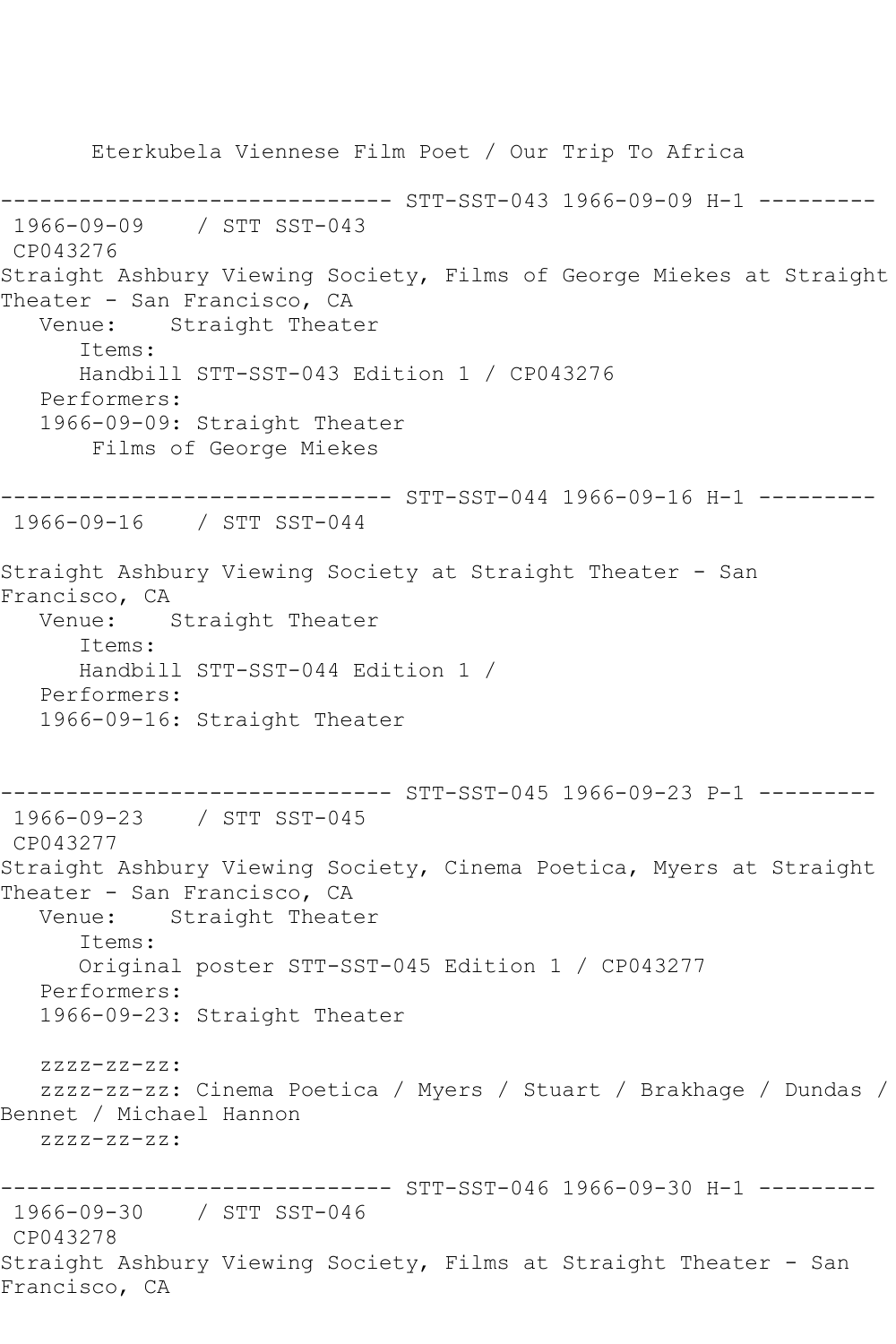Eterkubela Viennese Film Poet / Our Trip To Africa

------------------------------ STT-SST-043 1966-09-09 H-1 ---------

1966-09-09 / STT SST-043

CP043276

Straight Ashbury Viewing Society, Films of George Miekes at Straight Theater - San Francisco, CA

Venue: Straight Theater

Items:

Handbill STT-SST-043 Edition 1 / CP043276

Performers:

1966-09-09: Straight Theater

Films of George Miekes

------------------------------ STT-SST-044 1966-09-16 H-1 ---------

1966-09-16 / STT SST-044

Straight Ashbury Viewing Society at Straight Theater - San Francisco, CA

Venue: Straight Theater

Items:

Handbill STT-SST-044 Edition 1 /

Performers:

1966-09-16: Straight Theater

------------------------------ STT-SST-045 1966-09-23 P-1 ---------

1966-09-23 / STT SST-045

CP043277

Straight Ashbury Viewing Society, Cinema Poetica, Myers at Straight Theater - San Francisco, CA

Venue: Straight Theater

Items:

Original poster STT-SST-045 Edition 1 / CP043277

Performers:

1966-09-23: Straight Theater

zzzz-zz-zz:

zzzz-zz-zz: Cinema Poetica / Myers / Stuart / Brakhage / Dundas / Bennet / Michael Hannon

zzzz-zz-zz:

------------------------------ STT-SST-046 1966-09-30 H-1 ---------

1966-09-30 / STT SST-046

CP043278

Straight Ashbury Viewing Society, Films at Straight Theater - San Francisco, CA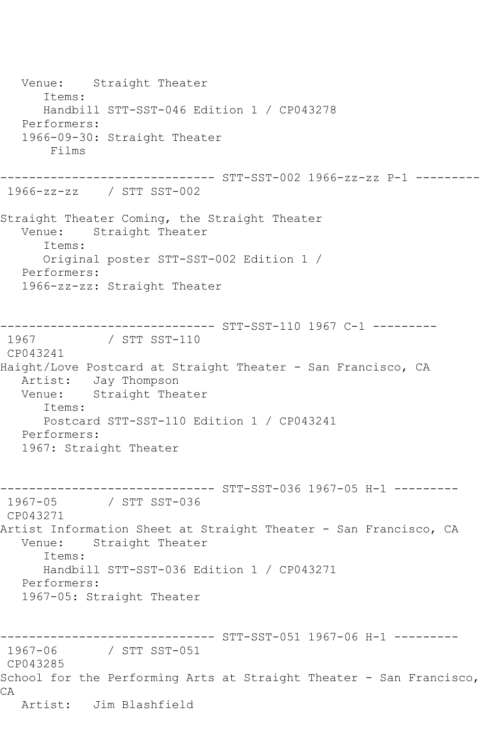```
   Venue:    Straight Theater
      Items:
      Handbill STT-SST-046 Edition 1 / CP043278
   Performers:
   1966-09-30: Straight Theater
       Films

------------------------------ STT-SST-002 1966-zz-zz P-1 ---------
 1966-zz-zz    / STT SST-002

Straight Theater Coming, the Straight Theater
   Venue:    Straight Theater
      Items:
      Original poster STT-SST-002 Edition 1 /
   Performers:
   1966-zz-zz: Straight Theater


------------------------------ STT-SST-110 1967 C-1 ---------
 1967          / STT SST-110
 CP043241
Haight/Love Postcard at Straight Theater - San Francisco, CA
   Artist:   Jay Thompson
   Venue:    Straight Theater
      Items:
      Postcard STT-SST-110 Edition 1 / CP043241
   Performers:
   1967: Straight Theater


------------------------------ STT-SST-036 1967-05 H-1 ---------
 1967-05       / STT SST-036
 CP043271
Artist Information Sheet at Straight Theater - San Francisco, CA
   Venue:    Straight Theater
      Items:
      Handbill STT-SST-036 Edition 1 / CP043271
   Performers:
   1967-05: Straight Theater


------------------------------ STT-SST-051 1967-06 H-1 ---------
 1967-06       / STT SST-051
 CP043285
School for the Performing Arts at Straight Theater - San Francisco,
CA
   Artist:   Jim Blashfield
```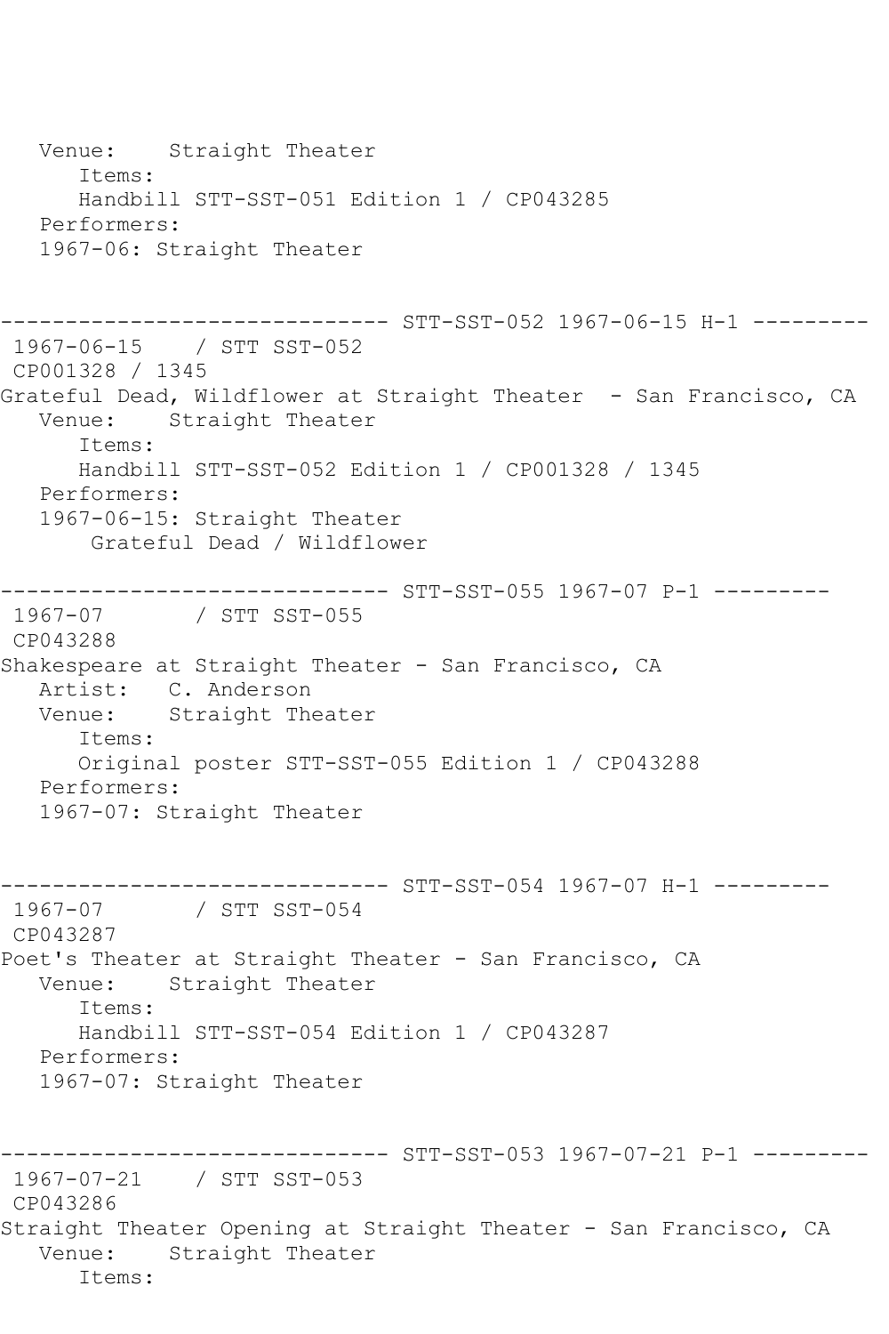```
   Venue:    Straight Theater
      Items:
      Handbill STT-SST-051 Edition 1 / CP043285
   Performers:
   1967-06: Straight Theater


------------------------------ STT-SST-052 1967-06-15 H-1 ---------
 1967-06-15    / STT SST-052
 CP001328 / 1345
Grateful Dead, Wildflower at Straight Theater  - San Francisco, CA
   Venue:    Straight Theater
      Items:
      Handbill STT-SST-052 Edition 1 / CP001328 / 1345
   Performers:
   1967-06-15: Straight Theater
       Grateful Dead / Wildflower

------------------------------ STT-SST-055 1967-07 P-1 ---------
 1967-07       / STT SST-055
 CP043288
Shakespeare at Straight Theater - San Francisco, CA
   Artist:   C. Anderson
   Venue:    Straight Theater
      Items:
      Original poster STT-SST-055 Edition 1 / CP043288
   Performers:
   1967-07: Straight Theater


------------------------------ STT-SST-054 1967-07 H-1 ---------
 1967-07       / STT SST-054
 CP043287
Poet's Theater at Straight Theater - San Francisco, CA
   Venue:    Straight Theater
      Items:
      Handbill STT-SST-054 Edition 1 / CP043287
   Performers:
   1967-07: Straight Theater


------------------------------ STT-SST-053 1967-07-21 P-1 ---------
 1967-07-21    / STT SST-053
 CP043286
Straight Theater Opening at Straight Theater - San Francisco, CA
   Venue:    Straight Theater
      Items:
```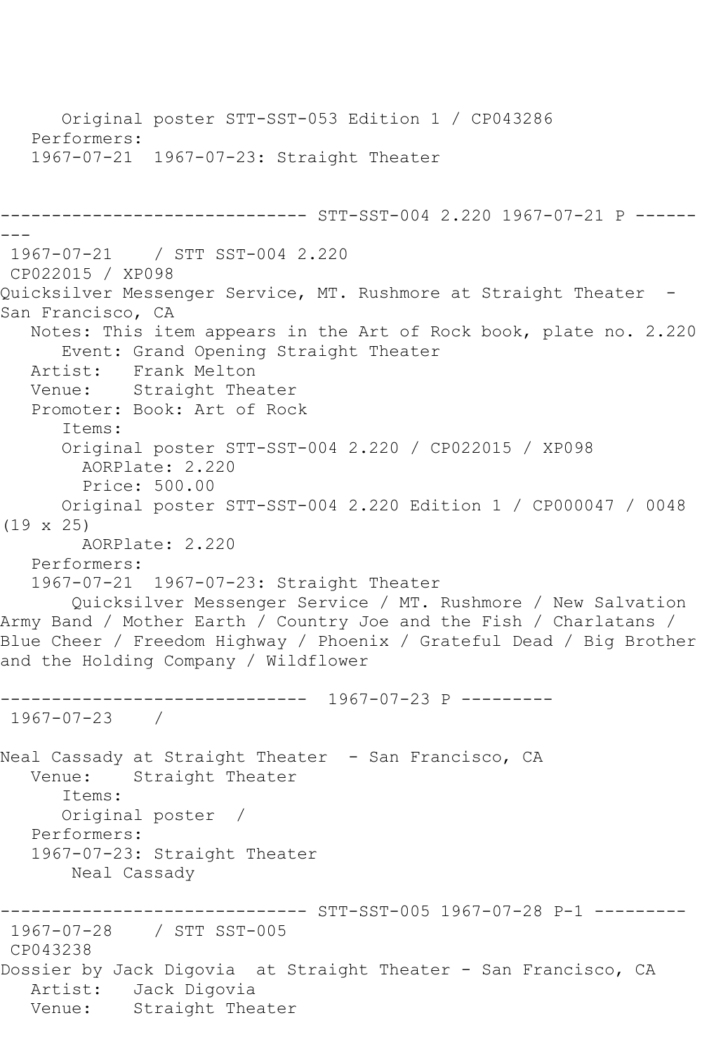Original poster STT-SST-053 Edition 1 / CP043286
Performers:
1967-07-21  1967-07-23: Straight Theater

------------------------------ STT-SST-004 2.220 1967-07-21 P ---------

1967-07-21    / STT SST-004 2.220
CP022015 / XP098
Quicksilver Messenger Service, MT. Rushmore at Straight Theater  - San Francisco, CA
Notes: This item appears in the Art of Rock book, plate no. 2.220
Event: Grand Opening Straight Theater
Artist:   Frank Melton
Venue:    Straight Theater
Promoter: Book: Art of Rock
Items:
Original poster STT-SST-004 2.220 / CP022015 / XP098
AORPlate: 2.220
Price: 500.00
Original poster STT-SST-004 2.220 Edition 1 / CP000047 / 0048 (19 x 25)
AORPlate: 2.220
Performers:
1967-07-21  1967-07-23: Straight Theater
Quicksilver Messenger Service / MT. Rushmore / New Salvation Army Band / Mother Earth / Country Joe and the Fish / Charlatans / Blue Cheer / Freedom Highway / Phoenix / Grateful Dead / Big Brother and the Holding Company / Wildflower

------------------------------  1967-07-23 P ---------

1967-07-23    /

Neal Cassady at Straight Theater  - San Francisco, CA
Venue:    Straight Theater
Items:
Original poster  /
Performers:
1967-07-23: Straight Theater
Neal Cassady

------------------------------ STT-SST-005 1967-07-28 P-1 ---------

1967-07-28    / STT SST-005
CP043238
Dossier by Jack Digovia  at Straight Theater - San Francisco, CA
Artist:   Jack Digovia
Venue:    Straight Theater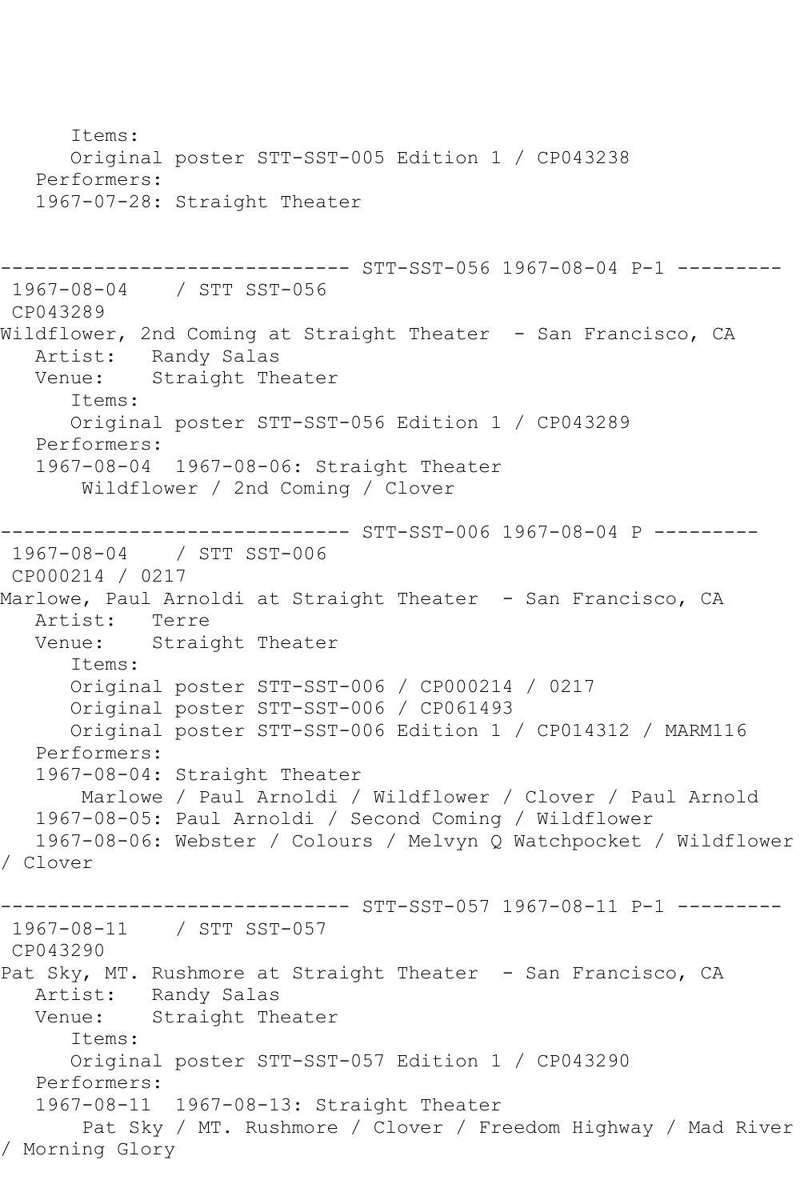```
      Items:
      Original poster STT-SST-005 Edition 1 / CP043238
   Performers:
   1967-07-28: Straight Theater


------------------------------ STT-SST-056 1967-08-04 P-1 ---------
 1967-08-04    / STT SST-056
 CP043289
Wildflower, 2nd Coming at Straight Theater  - San Francisco, CA
   Artist:   Randy Salas
   Venue:    Straight Theater
      Items:
      Original poster STT-SST-056 Edition 1 / CP043289
   Performers:
   1967-08-04  1967-08-06: Straight Theater
       Wildflower / 2nd Coming / Clover

------------------------------ STT-SST-006 1967-08-04 P ---------
 1967-08-04    / STT SST-006
 CP000214 / 0217
Marlowe, Paul Arnoldi at Straight Theater  - San Francisco, CA
   Artist:   Terre
   Venue:    Straight Theater
      Items:
      Original poster STT-SST-006 / CP000214 / 0217
      Original poster STT-SST-006 / CP061493
      Original poster STT-SST-006 Edition 1 / CP014312 / MARM116
   Performers:
   1967-08-04: Straight Theater
       Marlowe / Paul Arnoldi / Wildflower / Clover / Paul Arnold
   1967-08-05: Paul Arnoldi / Second Coming / Wildflower
   1967-08-06: Webster / Colours / Melvyn Q Watchpocket / Wildflower
/ Clover

------------------------------ STT-SST-057 1967-08-11 P-1 ---------
 1967-08-11    / STT SST-057
 CP043290
Pat Sky, MT. Rushmore at Straight Theater  - San Francisco, CA
   Artist:   Randy Salas
   Venue:    Straight Theater
      Items:
      Original poster STT-SST-057 Edition 1 / CP043290
   Performers:
   1967-08-11  1967-08-13: Straight Theater
       Pat Sky / MT. Rushmore / Clover / Freedom Highway / Mad River
/ Morning Glory
```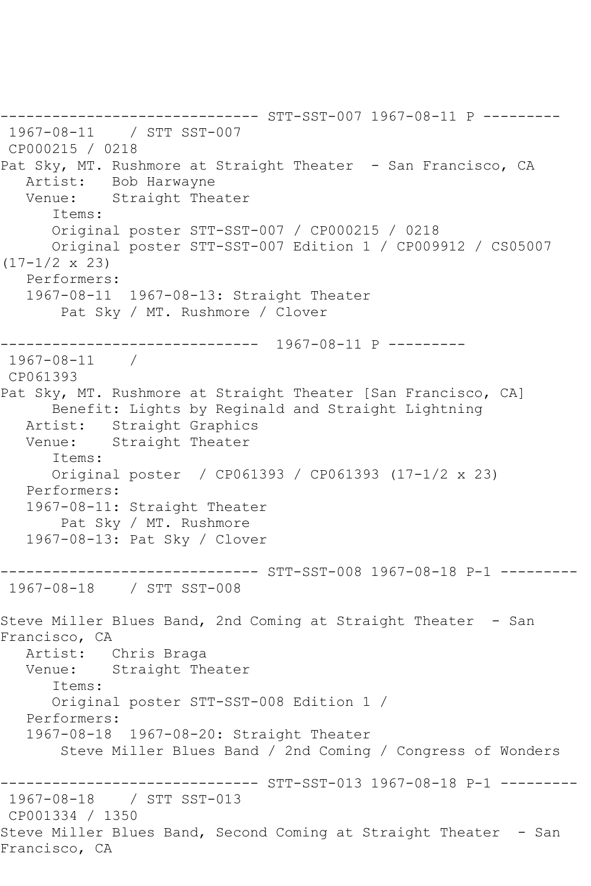------------------------------ STT-SST-007 1967-08-11 P ---------
 1967-08-11    / STT SST-007
 CP000215 / 0218
Pat Sky, MT. Rushmore at Straight Theater  - San Francisco, CA
   Artist:   Bob Harwayne
   Venue:    Straight Theater
      Items:
      Original poster STT-SST-007 / CP000215 / 0218
      Original poster STT-SST-007 Edition 1 / CP009912 / CS05007 (17-1/2 x 23)
   Performers:
   1967-08-11  1967-08-13: Straight Theater
       Pat Sky / MT. Rushmore / Clover

------------------------------  1967-08-11 P ---------
 1967-08-11    /
 CP061393
Pat Sky, MT. Rushmore at Straight Theater [San Francisco, CA]
      Benefit: Lights by Reginald and Straight Lightning
   Artist:   Straight Graphics
   Venue:    Straight Theater
      Items:
      Original poster  / CP061393 / CP061393 (17-1/2 x 23)
   Performers:
   1967-08-11: Straight Theater
       Pat Sky / MT. Rushmore
   1967-08-13: Pat Sky / Clover

------------------------------ STT-SST-008 1967-08-18 P-1 ---------
 1967-08-18    / STT SST-008

Steve Miller Blues Band, 2nd Coming at Straight Theater  - San Francisco, CA
   Artist:   Chris Braga
   Venue:    Straight Theater
      Items:
      Original poster STT-SST-008 Edition 1 /
   Performers:
   1967-08-18  1967-08-20: Straight Theater
       Steve Miller Blues Band / 2nd Coming / Congress of Wonders

------------------------------ STT-SST-013 1967-08-18 P-1 ---------
 1967-08-18    / STT SST-013
 CP001334 / 1350
Steve Miller Blues Band, Second Coming at Straight Theater  - San Francisco, CA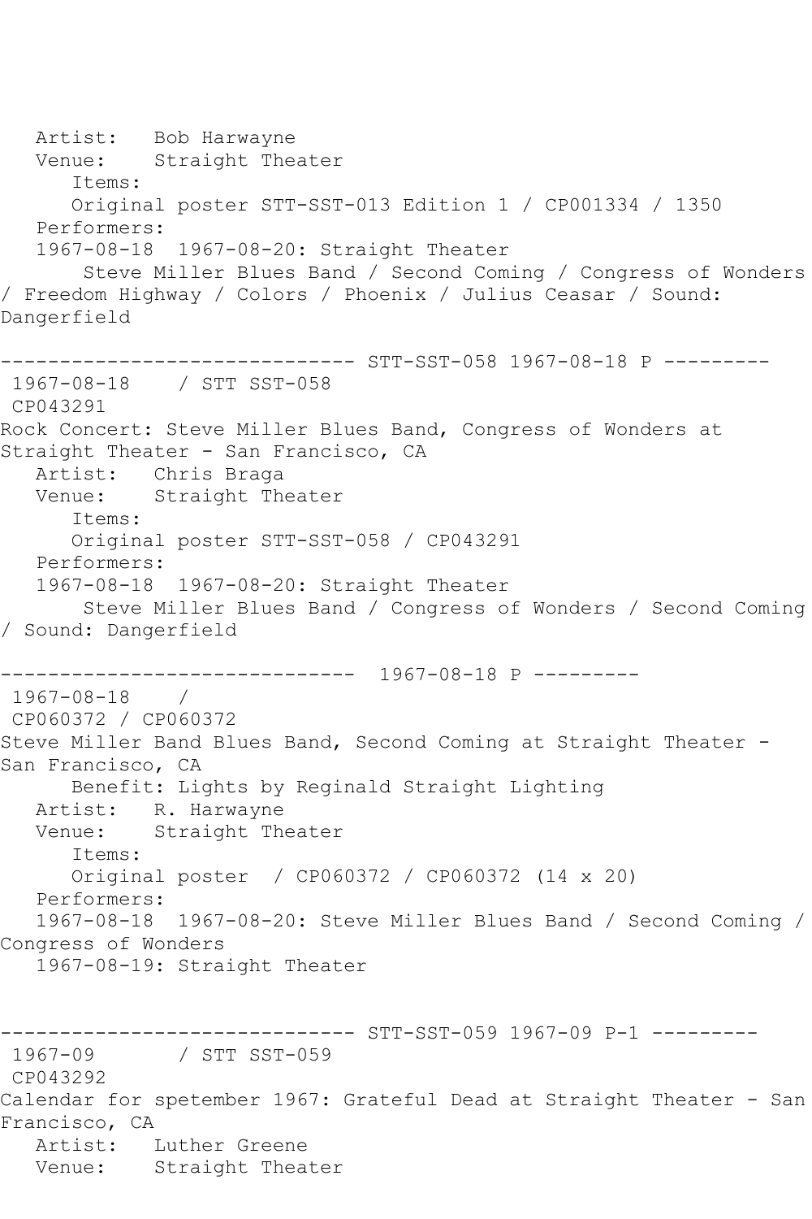Artist: Bob Harwayne
Venue: Straight Theater
Items:
Original poster STT-SST-013 Edition 1 / CP001334 / 1350
Performers:
1967-08-18 1967-08-20: Straight Theater
Steve Miller Blues Band / Second Coming / Congress of Wonders / Freedom Highway / Colors / Phoenix / Julius Ceasar / Sound: Dangerfield

------------------------------ STT-SST-058 1967-08-18 P ---------

1967-08-18 / STT SST-058
CP043291
Rock Concert: Steve Miller Blues Band, Congress of Wonders at Straight Theater - San Francisco, CA
Artist: Chris Braga
Venue: Straight Theater
Items:
Original poster STT-SST-058 / CP043291
Performers:
1967-08-18 1967-08-20: Straight Theater
Steve Miller Blues Band / Congress of Wonders / Second Coming / Sound: Dangerfield

------------------------------ 1967-08-18 P ---------

1967-08-18 /
CP060372 / CP060372
Steve Miller Band Blues Band, Second Coming at Straight Theater - San Francisco, CA
Benefit: Lights by Reginald Straight Lighting
Artist: R. Harwayne
Venue: Straight Theater
Items:
Original poster / CP060372 / CP060372 (14 x 20)
Performers:
1967-08-18 1967-08-20: Steve Miller Blues Band / Second Coming / Congress of Wonders
1967-08-19: Straight Theater

------------------------------ STT-SST-059 1967-09 P-1 ---------

1967-09 / STT SST-059
CP043292
Calendar for spetember 1967: Grateful Dead at Straight Theater - San Francisco, CA
Artist: Luther Greene
Venue: Straight Theater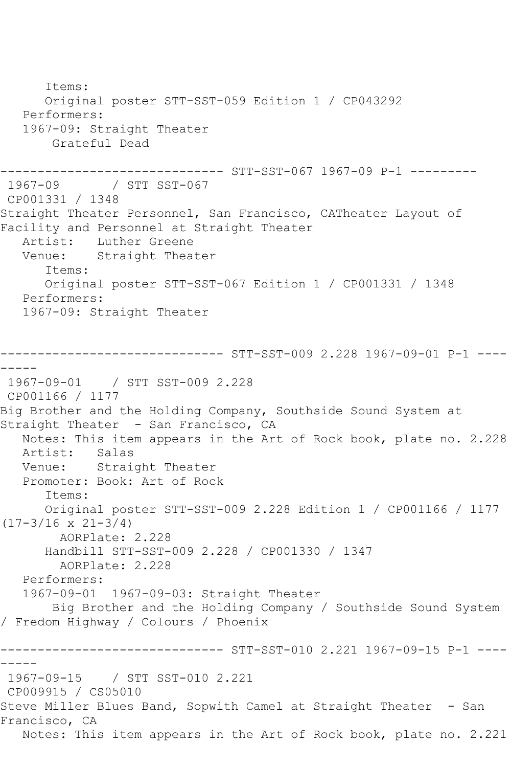Items:
      Original poster STT-SST-059 Edition 1 / CP043292
   Performers:
   1967-09: Straight Theater
       Grateful Dead

------------------------------ STT-SST-067 1967-09 P-1 ---------
 1967-09       / STT SST-067
 CP001331 / 1348
Straight Theater Personnel, San Francisco, CATheater Layout of Facility and Personnel at Straight Theater
   Artist:   Luther Greene
   Venue:    Straight Theater
      Items:
      Original poster STT-SST-067 Edition 1 / CP001331 / 1348
   Performers:
   1967-09: Straight Theater

------------------------------ STT-SST-009 2.228 1967-09-01 P-1 ---------
 1967-09-01    / STT SST-009 2.228
 CP001166 / 1177
Big Brother and the Holding Company, Southside Sound System at Straight Theater  - San Francisco, CA
   Notes: This item appears in the Art of Rock book, plate no. 2.228
   Artist:   Salas
   Venue:    Straight Theater
   Promoter: Book: Art of Rock
      Items:
      Original poster STT-SST-009 2.228 Edition 1 / CP001166 / 1177 (17-3/16 x 21-3/4)
        AORPlate: 2.228
      Handbill STT-SST-009 2.228 / CP001330 / 1347
        AORPlate: 2.228
   Performers:
   1967-09-01  1967-09-03: Straight Theater
       Big Brother and the Holding Company / Southside Sound System / Fredom Highway / Colours / Phoenix

------------------------------ STT-SST-010 2.221 1967-09-15 P-1 ---------
 1967-09-15    / STT SST-010 2.221
 CP009915 / CS05010
Steve Miller Blues Band, Sopwith Camel at Straight Theater  - San Francisco, CA
   Notes: This item appears in the Art of Rock book, plate no. 2.221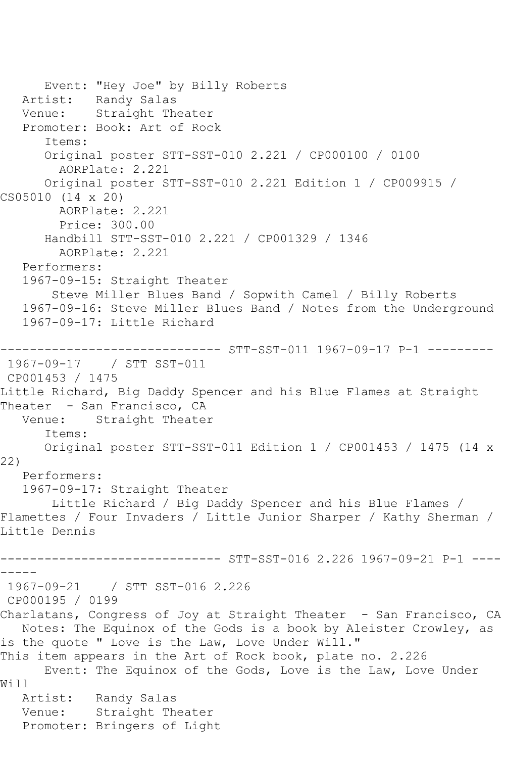Event: "Hey Joe" by Billy Roberts
Artist: Randy Salas
Venue: Straight Theater
Promoter: Book: Art of Rock
Items:
Original poster STT-SST-010 2.221 / CP000100 / 0100
AORPlate: 2.221
Original poster STT-SST-010 2.221 Edition 1 / CP009915 / CS05010 (14 x 20)
AORPlate: 2.221
Price: 300.00
Handbill STT-SST-010 2.221 / CP001329 / 1346
AORPlate: 2.221
Performers:
1967-09-15: Straight Theater
Steve Miller Blues Band / Sopwith Camel / Billy Roberts
1967-09-16: Steve Miller Blues Band / Notes from the Underground
1967-09-17: Little Richard

------------------------------ STT-SST-011 1967-09-17 P-1 ---------

1967-09-17 / STT SST-011
CP001453 / 1475
Little Richard, Big Daddy Spencer and his Blue Flames at Straight Theater - San Francisco, CA
Venue: Straight Theater
Items:
Original poster STT-SST-011 Edition 1 / CP001453 / 1475 (14 x 22)
Performers:
1967-09-17: Straight Theater
Little Richard / Big Daddy Spencer and his Blue Flames / Flamettes / Four Invaders / Little Junior Sharper / Kathy Sherman / Little Dennis

------------------------------ STT-SST-016 2.226 1967-09-21 P-1 ---------

1967-09-21 / STT SST-016 2.226
CP000195 / 0199
Charlatans, Congress of Joy at Straight Theater - San Francisco, CA
Notes: The Equinox of the Gods is a book by Aleister Crowley, as is the quote " Love is the Law, Love Under Will."
This item appears in the Art of Rock book, plate no. 2.226
Event: The Equinox of the Gods, Love is the Law, Love Under Will
Artist: Randy Salas
Venue: Straight Theater
Promoter: Bringers of Light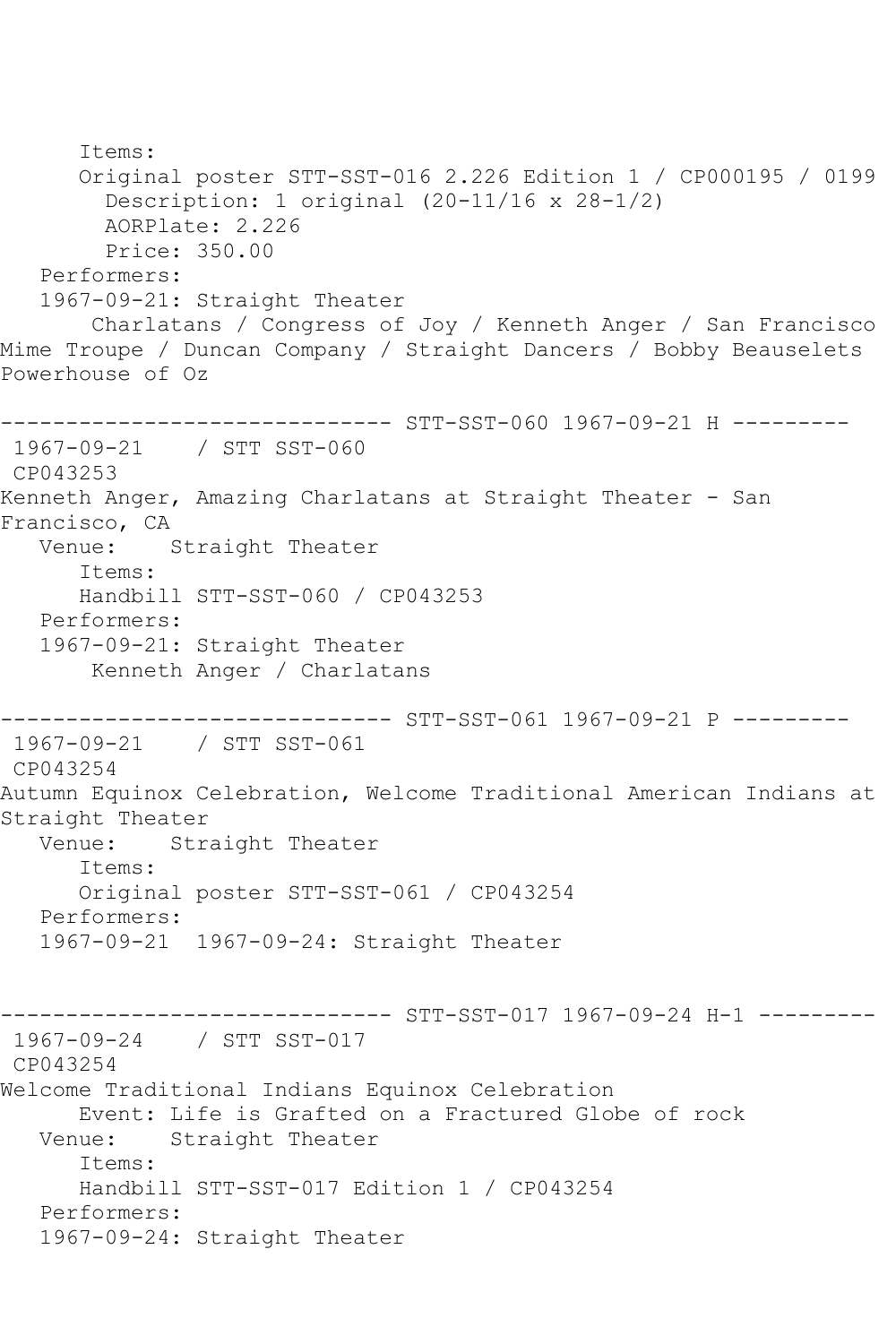Items:
Original poster STT-SST-016 2.226 Edition 1 / CP000195 / 0199
Description: 1 original (20-11/16 x 28-1/2)
AORPlate: 2.226
Price: 350.00
Performers:
1967-09-21: Straight Theater
Charlatans / Congress of Joy / Kenneth Anger / San Francisco Mime Troupe / Duncan Company / Straight Dancers / Bobby Beauselets Powerhouse of Oz

------------------------------ STT-SST-060 1967-09-21 H ---------

1967-09-21 / STT SST-060
CP043253
Kenneth Anger, Amazing Charlatans at Straight Theater - San Francisco, CA
Venue: Straight Theater
Items:
Handbill STT-SST-060 / CP043253
Performers:
1967-09-21: Straight Theater
Kenneth Anger / Charlatans

------------------------------ STT-SST-061 1967-09-21 P ---------

1967-09-21 / STT SST-061
CP043254
Autumn Equinox Celebration, Welcome Traditional American Indians at Straight Theater
Venue: Straight Theater
Items:
Original poster STT-SST-061 / CP043254
Performers:
1967-09-21 1967-09-24: Straight Theater

------------------------------ STT-SST-017 1967-09-24 H-1 ---------

1967-09-24 / STT SST-017
CP043254
Welcome Traditional Indians Equinox Celebration
Event: Life is Grafted on a Fractured Globe of rock
Venue: Straight Theater
Items:
Handbill STT-SST-017 Edition 1 / CP043254
Performers:
1967-09-24: Straight Theater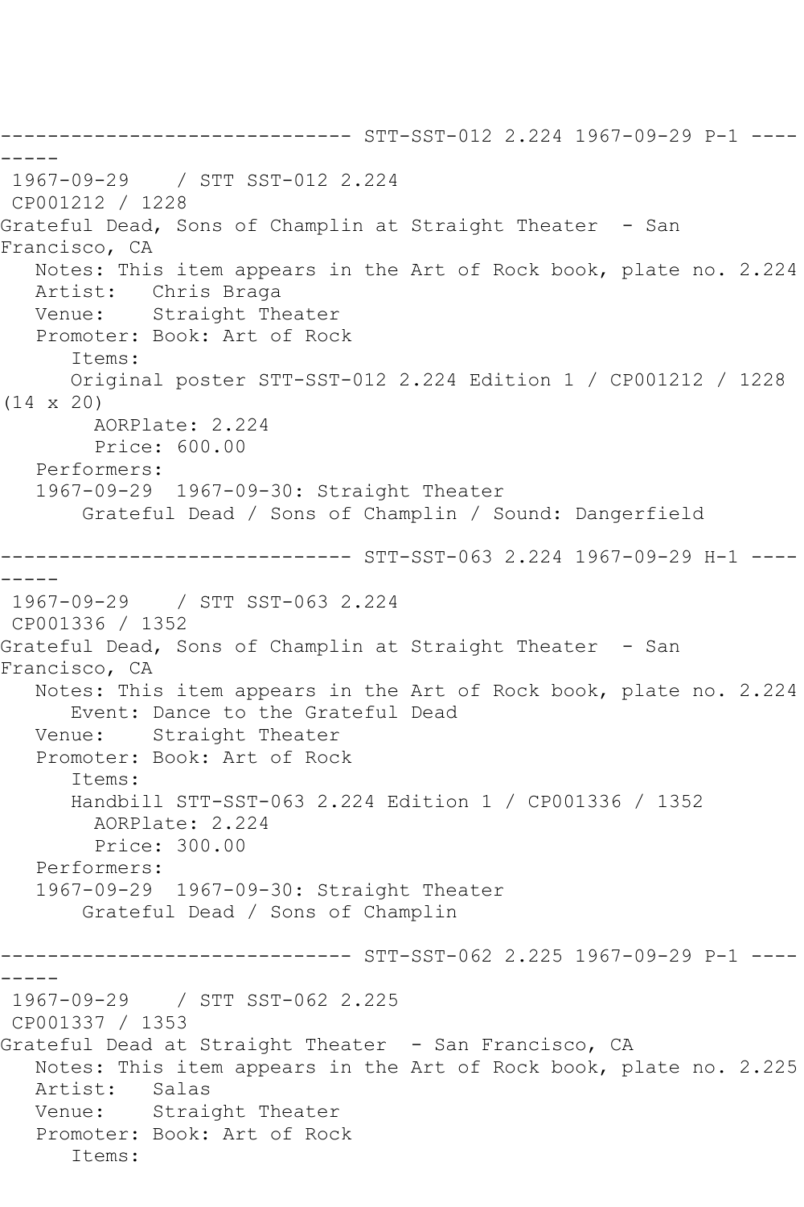------------------------------ STT-SST-012 2.224 1967-09-29 P-1 ---------

1967-09-29 / STT SST-012 2.224
CP001212 / 1228
Grateful Dead, Sons of Champlin at Straight Theater - San Francisco, CA
Notes: This item appears in the Art of Rock book, plate no. 2.224
Artist: Chris Braga
Venue: Straight Theater
Promoter: Book: Art of Rock
Items:
Original poster STT-SST-012 2.224 Edition 1 / CP001212 / 1228 (14 x 20)
AORPlate: 2.224
Price: 600.00
Performers:
1967-09-29 1967-09-30: Straight Theater
Grateful Dead / Sons of Champlin / Sound: Dangerfield

------------------------------ STT-SST-063 2.224 1967-09-29 H-1 ---------

1967-09-29 / STT SST-063 2.224
CP001336 / 1352
Grateful Dead, Sons of Champlin at Straight Theater - San Francisco, CA
Notes: This item appears in the Art of Rock book, plate no. 2.224
Event: Dance to the Grateful Dead
Venue: Straight Theater
Promoter: Book: Art of Rock
Items:
Handbill STT-SST-063 2.224 Edition 1 / CP001336 / 1352
AORPlate: 2.224
Price: 300.00
Performers:
1967-09-29 1967-09-30: Straight Theater
Grateful Dead / Sons of Champlin

------------------------------ STT-SST-062 2.225 1967-09-29 P-1 ---------

1967-09-29 / STT SST-062 2.225
CP001337 / 1353
Grateful Dead at Straight Theater - San Francisco, CA
Notes: This item appears in the Art of Rock book, plate no. 2.225
Artist: Salas
Venue: Straight Theater
Promoter: Book: Art of Rock
Items: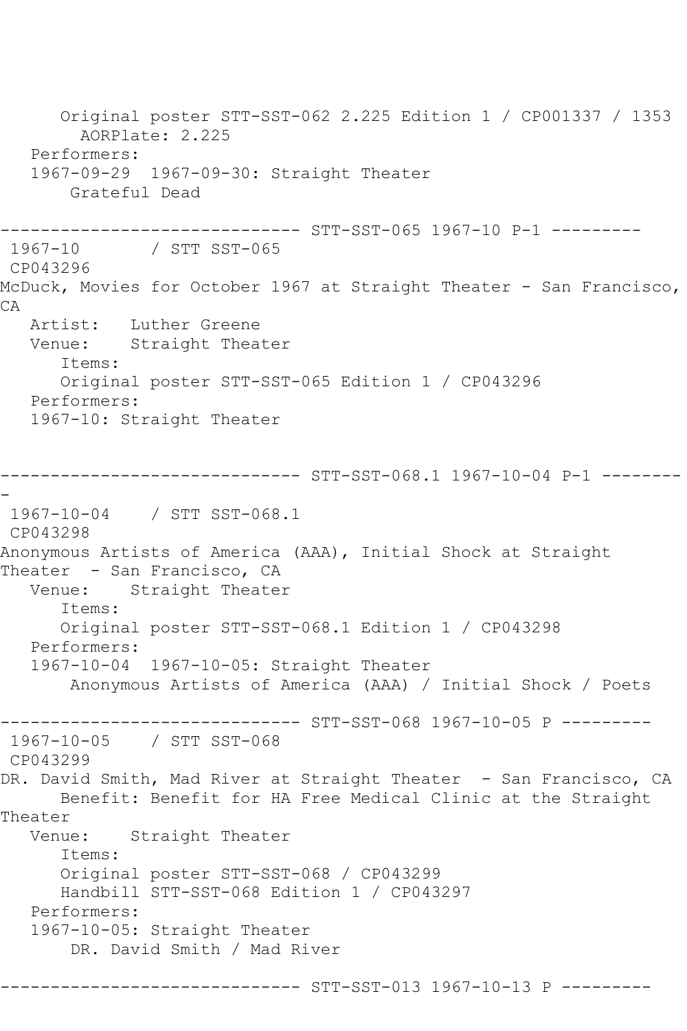```
      Original poster STT-SST-062 2.225 Edition 1 / CP001337 / 1353
        AORPlate: 2.225
   Performers:
   1967-09-29  1967-09-30: Straight Theater
       Grateful Dead

------------------------------ STT-SST-065 1967-10 P-1 ---------
 1967-10       / STT SST-065
 CP043296
McDuck, Movies for October 1967 at Straight Theater - San Francisco,
CA
   Artist:   Luther Greene
   Venue:    Straight Theater
      Items:
      Original poster STT-SST-065 Edition 1 / CP043296
   Performers:
   1967-10: Straight Theater


------------------------------ STT-SST-068.1 1967-10-04 P-1 --------
-
 1967-10-04    / STT SST-068.1
 CP043298
Anonymous Artists of America (AAA), Initial Shock at Straight
Theater  - San Francisco, CA
   Venue:    Straight Theater
      Items:
      Original poster STT-SST-068.1 Edition 1 / CP043298
   Performers:
   1967-10-04  1967-10-05: Straight Theater
       Anonymous Artists of America (AAA) / Initial Shock / Poets

------------------------------ STT-SST-068 1967-10-05 P ---------
 1967-10-05    / STT SST-068
 CP043299
DR. David Smith, Mad River at Straight Theater  - San Francisco, CA
      Benefit: Benefit for HA Free Medical Clinic at the Straight
Theater
   Venue:    Straight Theater
      Items:
      Original poster STT-SST-068 / CP043299
      Handbill STT-SST-068 Edition 1 / CP043297
   Performers:
   1967-10-05: Straight Theater
       DR. David Smith / Mad River

------------------------------ STT-SST-013 1967-10-13 P ---------
```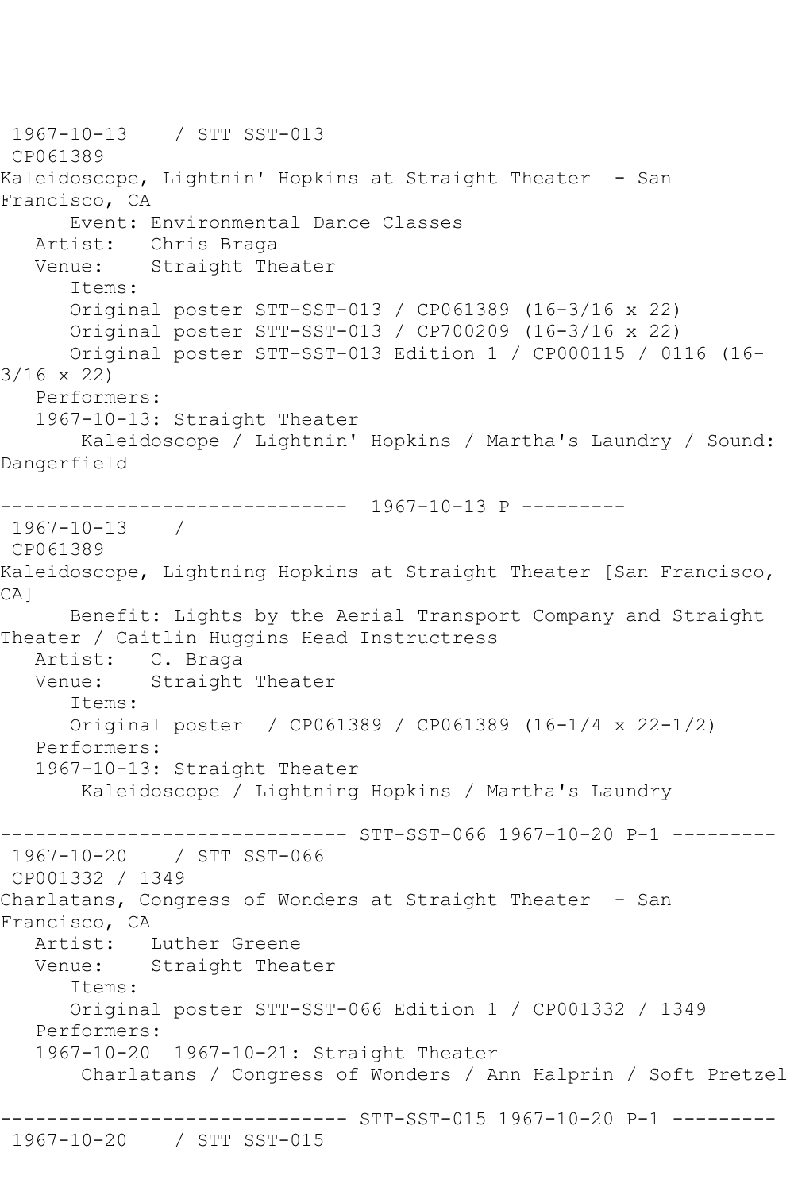1967-10-13    / STT SST-013
CP061389
Kaleidoscope, Lightnin' Hopkins at Straight Theater  - San Francisco, CA
      Event: Environmental Dance Classes
   Artist:   Chris Braga
   Venue:    Straight Theater
      Items:
      Original poster STT-SST-013 / CP061389 (16-3/16 x 22)
      Original poster STT-SST-013 / CP700209 (16-3/16 x 22)
      Original poster STT-SST-013 Edition 1 / CP000115 / 0116 (16-3/16 x 22)
   Performers:
   1967-10-13: Straight Theater
       Kaleidoscope / Lightnin' Hopkins / Martha's Laundry / Sound: Dangerfield

------------------------------  1967-10-13 P ---------
1967-10-13    /
CP061389
Kaleidoscope, Lightning Hopkins at Straight Theater [San Francisco, CA]
      Benefit: Lights by the Aerial Transport Company and Straight Theater / Caitlin Huggins Head Instructress
   Artist:   C. Braga
   Venue:    Straight Theater
      Items:
      Original poster  / CP061389 / CP061389 (16-1/4 x 22-1/2)
   Performers:
   1967-10-13: Straight Theater
       Kaleidoscope / Lightning Hopkins / Martha's Laundry

------------------------------ STT-SST-066 1967-10-20 P-1 ---------
1967-10-20    / STT SST-066
CP001332 / 1349
Charlatans, Congress of Wonders at Straight Theater  - San Francisco, CA
   Artist:   Luther Greene
   Venue:    Straight Theater
      Items:
      Original poster STT-SST-066 Edition 1 / CP001332 / 1349
   Performers:
   1967-10-20  1967-10-21: Straight Theater
       Charlatans / Congress of Wonders / Ann Halprin / Soft Pretzel

------------------------------ STT-SST-015 1967-10-20 P-1 ---------
1967-10-20    / STT SST-015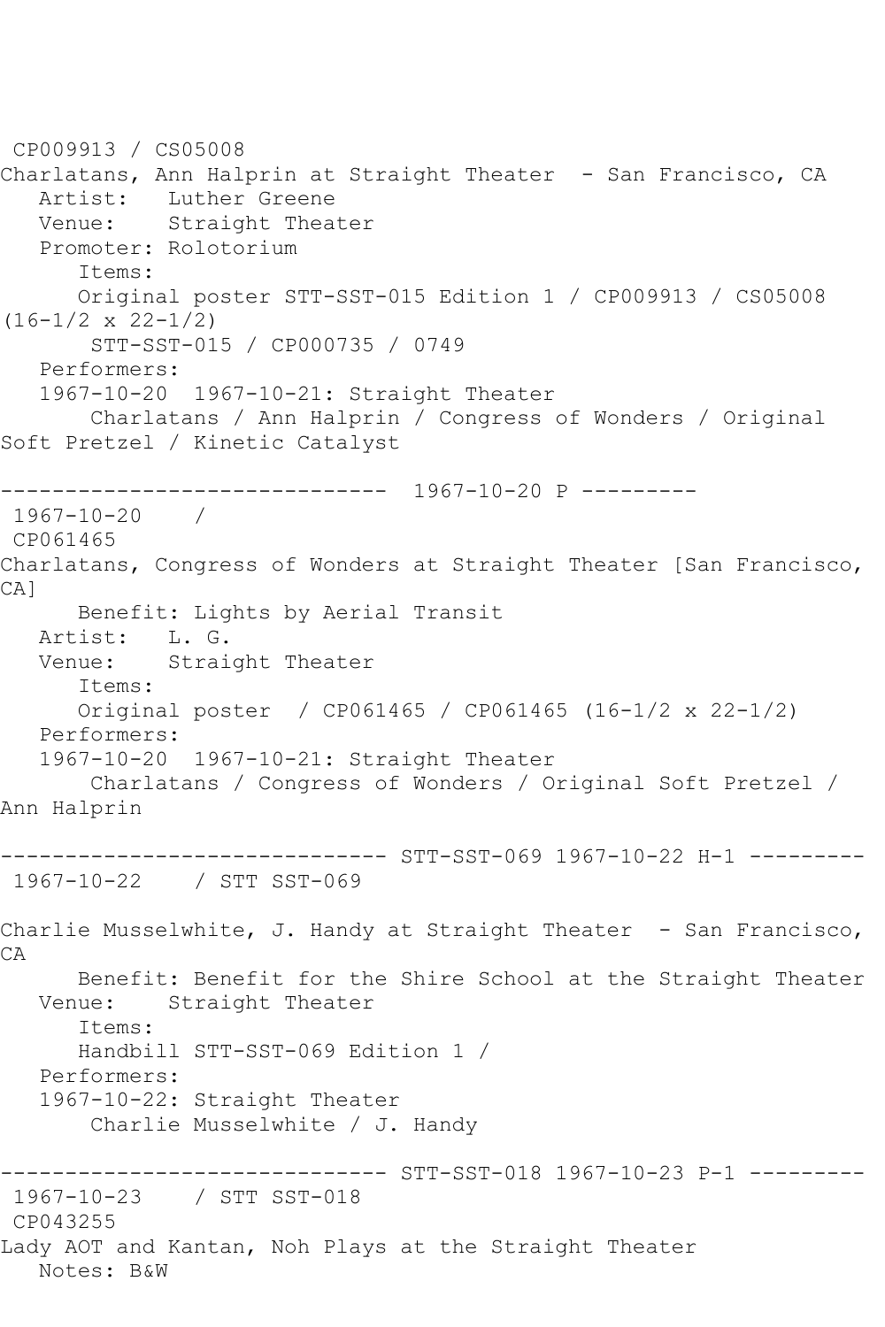CP009913 / CS05008
Charlatans, Ann Halprin at Straight Theater - San Francisco, CA
Artist: Luther Greene
Venue: Straight Theater
Promoter: Rolotorium
Items:
Original poster STT-SST-015 Edition 1 / CP009913 / CS05008 (16-1/2 x 22-1/2)
STT-SST-015 / CP000735 / 0749
Performers:
1967-10-20 1967-10-21: Straight Theater
Charlatans / Ann Halprin / Congress of Wonders / Original Soft Pretzel / Kinetic Catalyst

------------------------------ 1967-10-20 P ---------

1967-10-20 /
CP061465
Charlatans, Congress of Wonders at Straight Theater [San Francisco, CA]
Benefit: Lights by Aerial Transit
Artist: L. G.
Venue: Straight Theater
Items:
Original poster / CP061465 / CP061465 (16-1/2 x 22-1/2)
Performers:
1967-10-20 1967-10-21: Straight Theater
Charlatans / Congress of Wonders / Original Soft Pretzel / Ann Halprin

------------------------------ STT-SST-069 1967-10-22 H-1 ---------

1967-10-22 / STT SST-069

Charlie Musselwhite, J. Handy at Straight Theater - San Francisco, CA
Benefit: Benefit for the Shire School at the Straight Theater
Venue: Straight Theater
Items:
Handbill STT-SST-069 Edition 1 /
Performers:
1967-10-22: Straight Theater
Charlie Musselwhite / J. Handy

------------------------------ STT-SST-018 1967-10-23 P-1 ---------

1967-10-23 / STT SST-018
CP043255
Lady AOT and Kantan, Noh Plays at the Straight Theater
Notes: B&W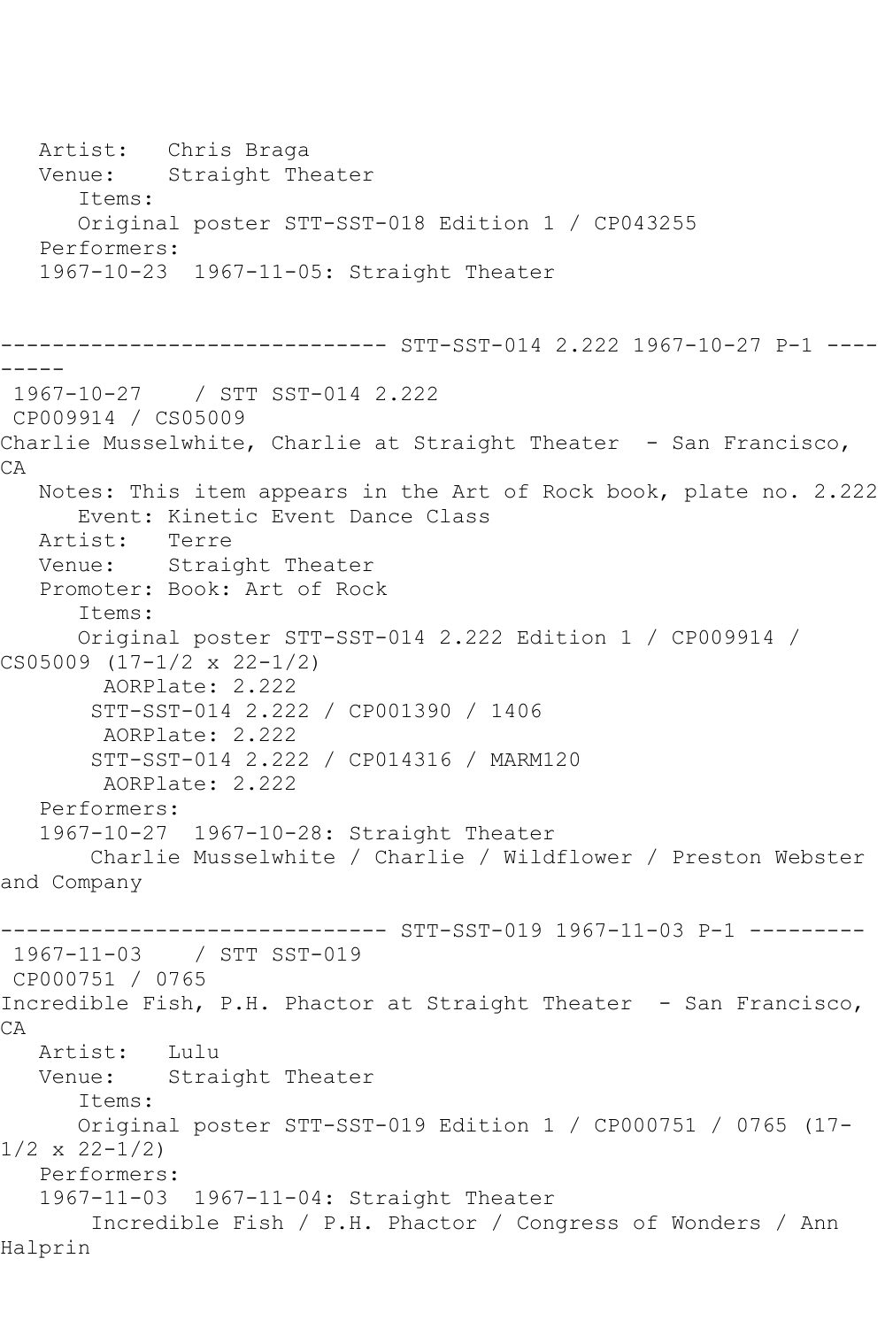Artist: Chris Braga
Venue: Straight Theater
Items:
Original poster STT-SST-018 Edition 1 / CP043255
Performers:
1967-10-23 1967-11-05: Straight Theater

------------------------------ STT-SST-014 2.222 1967-10-27 P-1 ---------

1967-10-27 / STT SST-014 2.222
CP009914 / CS05009
Charlie Musselwhite, Charlie at Straight Theater - San Francisco, CA
Notes: This item appears in the Art of Rock book, plate no. 2.222
Event: Kinetic Event Dance Class
Artist: Terre
Venue: Straight Theater
Promoter: Book: Art of Rock
Items:
Original poster STT-SST-014 2.222 Edition 1 / CP009914 / CS05009 (17-1/2 x 22-1/2)
AORPlate: 2.222
STT-SST-014 2.222 / CP001390 / 1406
AORPlate: 2.222
STT-SST-014 2.222 / CP014316 / MARM120
AORPlate: 2.222
Performers:
1967-10-27 1967-10-28: Straight Theater
Charlie Musselwhite / Charlie / Wildflower / Preston Webster and Company

------------------------------ STT-SST-019 1967-11-03 P-1 ---------

1967-11-03 / STT SST-019
CP000751 / 0765
Incredible Fish, P.H. Phactor at Straight Theater - San Francisco, CA
Artist: Lulu
Venue: Straight Theater
Items:
Original poster STT-SST-019 Edition 1 / CP000751 / 0765 (17-1/2 x 22-1/2)
Performers:
1967-11-03 1967-11-04: Straight Theater
Incredible Fish / P.H. Phactor / Congress of Wonders / Ann Halprin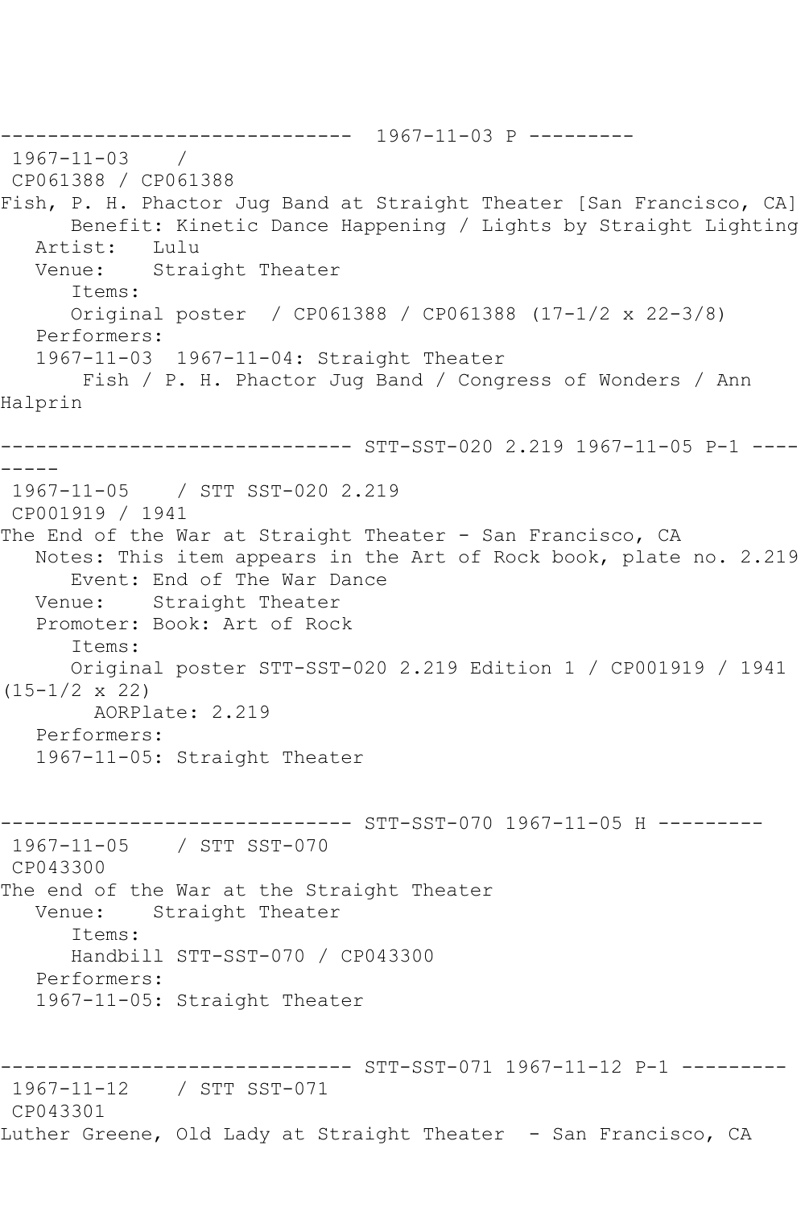------------------------------ 1967-11-03 P ---------

1967-11-03 /

CP061388 / CP061388

Fish, P. H. Phactor Jug Band at Straight Theater [San Francisco, CA]

Benefit: Kinetic Dance Happening / Lights by Straight Lighting

Artist: Lulu

Venue: Straight Theater

Items:

Original poster / CP061388 / CP061388 (17-1/2 x 22-3/8)

Performers:

1967-11-03 1967-11-04: Straight Theater

Fish / P. H. Phactor Jug Band / Congress of Wonders / Ann Halprin

------------------------------ STT-SST-020 2.219 1967-11-05 P-1 ---------

1967-11-05 / STT SST-020 2.219

CP001919 / 1941

The End of the War at Straight Theater - San Francisco, CA

Notes: This item appears in the Art of Rock book, plate no. 2.219

Event: End of The War Dance

Venue: Straight Theater

Promoter: Book: Art of Rock

Items:

Original poster STT-SST-020 2.219 Edition 1 / CP001919 / 1941 (15-1/2 x 22)

AORPlate: 2.219

Performers:

1967-11-05: Straight Theater

------------------------------ STT-SST-070 1967-11-05 H ---------

1967-11-05 / STT SST-070

CP043300

The end of the War at the Straight Theater

Venue: Straight Theater

Items:

Handbill STT-SST-070 / CP043300

Performers:

1967-11-05: Straight Theater

------------------------------ STT-SST-071 1967-11-12 P-1 ---------

1967-11-12 / STT SST-071

CP043301

Luther Greene, Old Lady at Straight Theater - San Francisco, CA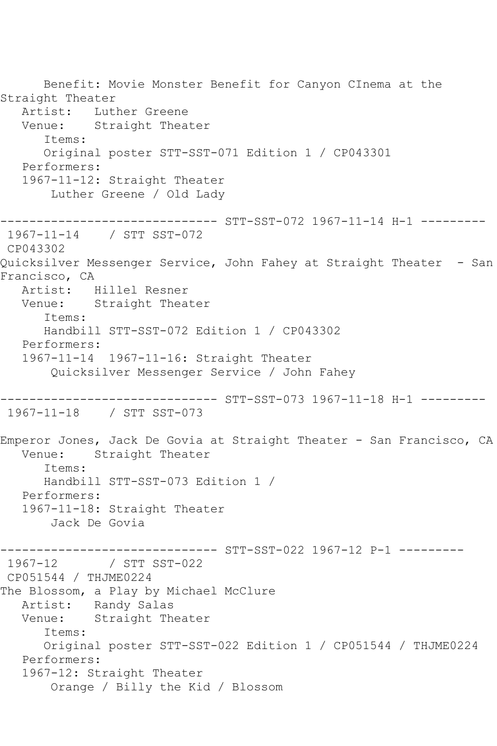Benefit: Movie Monster Benefit for Canyon CInema at the Straight Theater
Artist: Luther Greene
Venue: Straight Theater
Items:
Original poster STT-SST-071 Edition 1 / CP043301
Performers:
1967-11-12: Straight Theater
Luther Greene / Old Lady

------------------------------ STT-SST-072 1967-11-14 H-1 ---------

1967-11-14 / STT SST-072
CP043302
Quicksilver Messenger Service, John Fahey at Straight Theater - San Francisco, CA
Artist: Hillel Resner
Venue: Straight Theater
Items:
Handbill STT-SST-072 Edition 1 / CP043302
Performers:
1967-11-14 1967-11-16: Straight Theater
Quicksilver Messenger Service / John Fahey

------------------------------ STT-SST-073 1967-11-18 H-1 ---------

1967-11-18 / STT SST-073

Emperor Jones, Jack De Govia at Straight Theater - San Francisco, CA
Venue: Straight Theater
Items:
Handbill STT-SST-073 Edition 1 /
Performers:
1967-11-18: Straight Theater
Jack De Govia

------------------------------ STT-SST-022 1967-12 P-1 ---------

1967-12 / STT SST-022
CP051544 / THJME0224
The Blossom, a Play by Michael McClure
Artist: Randy Salas
Venue: Straight Theater
Items:
Original poster STT-SST-022 Edition 1 / CP051544 / THJME0224
Performers:
1967-12: Straight Theater
Orange / Billy the Kid / Blossom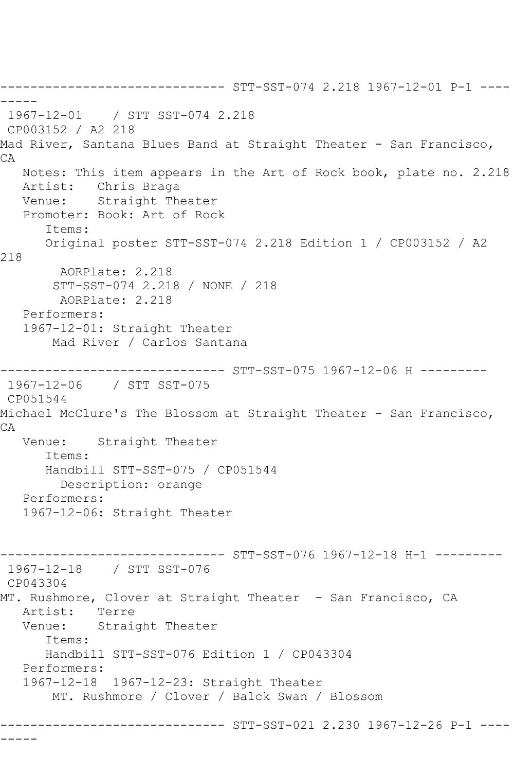```
------------------------------ STT-SST-074 2.218 1967-12-01 P-1 ----
-----
 1967-12-01    / STT SST-074 2.218
 CP003152 / A2 218
Mad River, Santana Blues Band at Straight Theater - San Francisco,
CA
   Notes: This item appears in the Art of Rock book, plate no. 2.218
   Artist:   Chris Braga
   Venue:    Straight Theater
   Promoter: Book: Art of Rock
      Items:
      Original poster STT-SST-074 2.218 Edition 1 / CP003152 / A2
218
        AORPlate: 2.218
       STT-SST-074 2.218 / NONE / 218
        AORPlate: 2.218
   Performers:
   1967-12-01: Straight Theater
       Mad River / Carlos Santana

------------------------------ STT-SST-075 1967-12-06 H ---------
 1967-12-06    / STT SST-075
 CP051544
Michael McClure's The Blossom at Straight Theater - San Francisco,
CA
   Venue:    Straight Theater
      Items:
      Handbill STT-SST-075 / CP051544
        Description: orange
   Performers:
   1967-12-06: Straight Theater


------------------------------ STT-SST-076 1967-12-18 H-1 ---------
 1967-12-18    / STT SST-076
 CP043304
MT. Rushmore, Clover at Straight Theater  - San Francisco, CA
   Artist:   Terre
   Venue:    Straight Theater
      Items:
      Handbill STT-SST-076 Edition 1 / CP043304
   Performers:
   1967-12-18  1967-12-23: Straight Theater
       MT. Rushmore / Clover / Balck Swan / Blossom

------------------------------ STT-SST-021 2.230 1967-12-26 P-1 ----
-----
```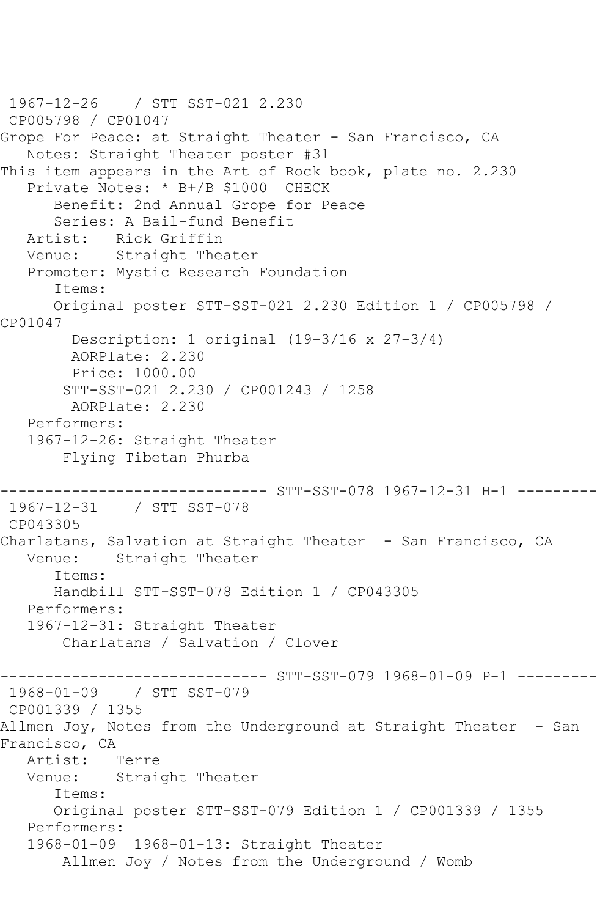1967-12-26 / STT SST-021 2.230
CP005798 / CP01047
Grope For Peace: at Straight Theater - San Francisco, CA
Notes: Straight Theater poster #31
This item appears in the Art of Rock book, plate no. 2.230
Private Notes: * B+/B $1000 CHECK
Benefit: 2nd Annual Grope for Peace
Series: A Bail-fund Benefit
Artist: Rick Griffin
Venue: Straight Theater
Promoter: Mystic Research Foundation
Items:
Original poster STT-SST-021 2.230 Edition 1 / CP005798 / CP01047
Description: 1 original (19-3/16 x 27-3/4)
AORPlate: 2.230
Price: 1000.00
STT-SST-021 2.230 / CP001243 / 1258
AORPlate: 2.230
Performers:
1967-12-26: Straight Theater
Flying Tibetan Phurba

------------------------------ STT-SST-078 1967-12-31 H-1 ---------
1967-12-31 / STT SST-078
CP043305
Charlatans, Salvation at Straight Theater - San Francisco, CA
Venue: Straight Theater
Items:
Handbill STT-SST-078 Edition 1 / CP043305
Performers:
1967-12-31: Straight Theater
Charlatans / Salvation / Clover

------------------------------ STT-SST-079 1968-01-09 P-1 ---------
1968-01-09 / STT SST-079
CP001339 / 1355
Allmen Joy, Notes from the Underground at Straight Theater - San Francisco, CA
Artist: Terre
Venue: Straight Theater
Items:
Original poster STT-SST-079 Edition 1 / CP001339 / 1355
Performers:
1968-01-09 1968-01-13: Straight Theater
Allmen Joy / Notes from the Underground / Womb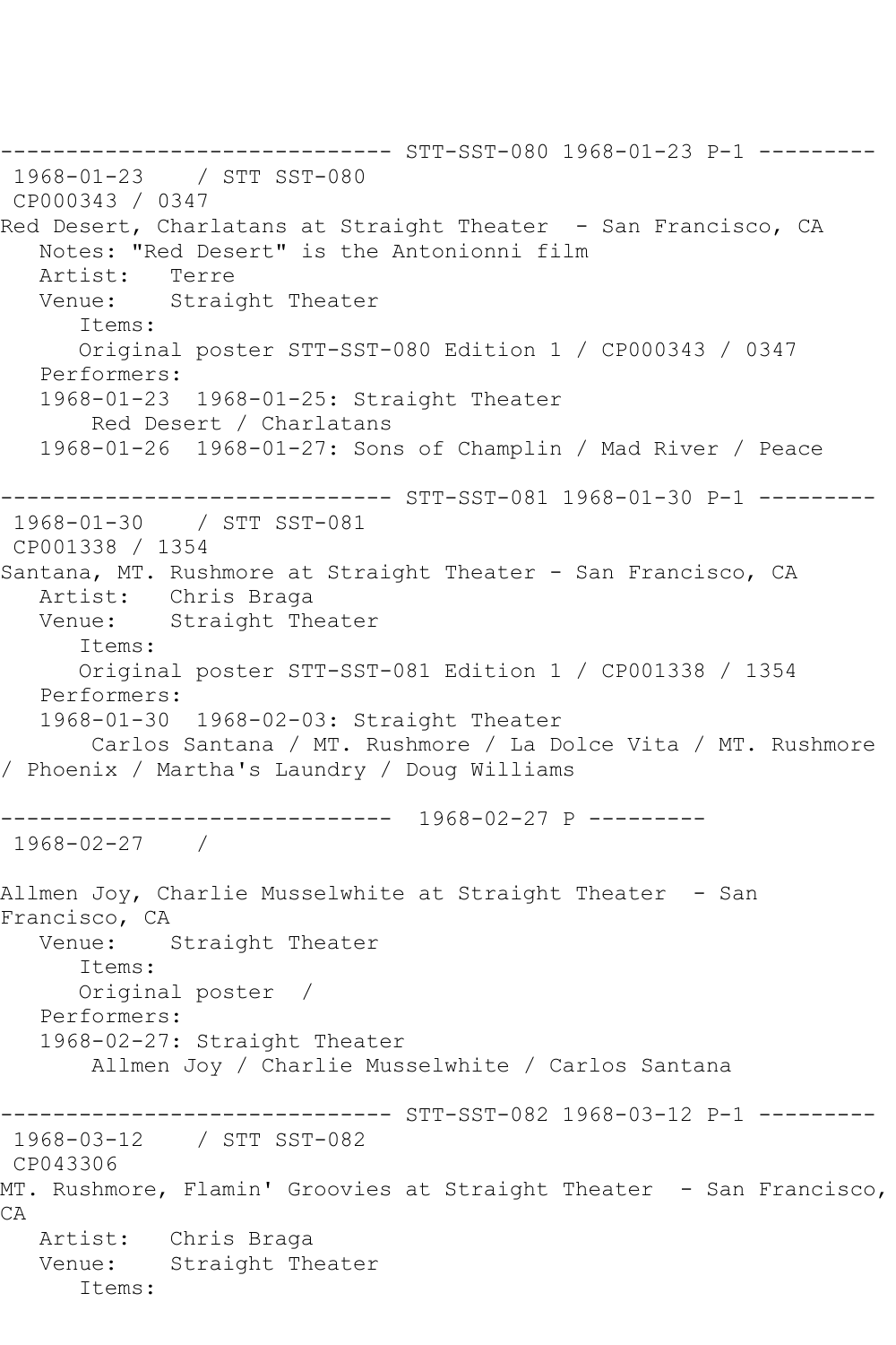------------------------------ STT-SST-080 1968-01-23 P-1 ---------
1968-01-23 / STT SST-080
CP000343 / 0347
Red Desert, Charlatans at Straight Theater - San Francisco, CA
Notes: "Red Desert" is the Antonionni film
Artist: Terre
Venue: Straight Theater
Items:
Original poster STT-SST-080 Edition 1 / CP000343 / 0347
Performers:
1968-01-23 1968-01-25: Straight Theater
Red Desert / Charlatans
1968-01-26 1968-01-27: Sons of Champlin / Mad River / Peace

------------------------------ STT-SST-081 1968-01-30 P-1 ---------
1968-01-30 / STT SST-081
CP001338 / 1354
Santana, MT. Rushmore at Straight Theater - San Francisco, CA
Artist: Chris Braga
Venue: Straight Theater
Items:
Original poster STT-SST-081 Edition 1 / CP001338 / 1354
Performers:
1968-01-30 1968-02-03: Straight Theater
Carlos Santana / MT. Rushmore / La Dolce Vita / MT. Rushmore / Phoenix / Martha's Laundry / Doug Williams

------------------------------ 1968-02-27 P ---------
1968-02-27 /

Allmen Joy, Charlie Musselwhite at Straight Theater - San Francisco, CA
Venue: Straight Theater
Items:
Original poster /
Performers:
1968-02-27: Straight Theater
Allmen Joy / Charlie Musselwhite / Carlos Santana

------------------------------ STT-SST-082 1968-03-12 P-1 ---------
1968-03-12 / STT SST-082
CP043306
MT. Rushmore, Flamin' Groovies at Straight Theater - San Francisco, CA
Artist: Chris Braga
Venue: Straight Theater
Items: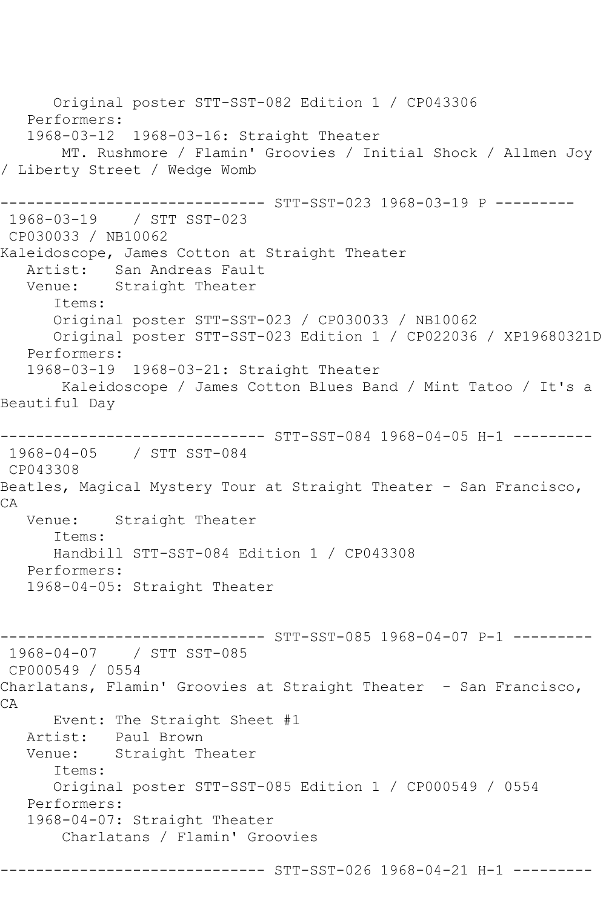Original poster STT-SST-082 Edition 1 / CP043306
Performers:
1968-03-12 1968-03-16: Straight Theater
MT. Rushmore / Flamin' Groovies / Initial Shock / Allmen Joy / Liberty Street / Wedge Womb

------------------------------ STT-SST-023 1968-03-19 P ---------

1968-03-19 / STT SST-023
CP030033 / NB10062
Kaleidoscope, James Cotton at Straight Theater
Artist: San Andreas Fault
Venue: Straight Theater
Items:
Original poster STT-SST-023 / CP030033 / NB10062
Original poster STT-SST-023 Edition 1 / CP022036 / XP19680321D
Performers:
1968-03-19 1968-03-21: Straight Theater
Kaleidoscope / James Cotton Blues Band / Mint Tatoo / It's a Beautiful Day

------------------------------ STT-SST-084 1968-04-05 H-1 ---------

1968-04-05 / STT SST-084
CP043308
Beatles, Magical Mystery Tour at Straight Theater - San Francisco, CA
Venue: Straight Theater
Items:
Handbill STT-SST-084 Edition 1 / CP043308
Performers:
1968-04-05: Straight Theater

------------------------------ STT-SST-085 1968-04-07 P-1 ---------

1968-04-07 / STT SST-085
CP000549 / 0554
Charlatans, Flamin' Groovies at Straight Theater - San Francisco, CA
Event: The Straight Sheet #1
Artist: Paul Brown
Venue: Straight Theater
Items:
Original poster STT-SST-085 Edition 1 / CP000549 / 0554
Performers:
1968-04-07: Straight Theater
Charlatans / Flamin' Groovies

------------------------------ STT-SST-026 1968-04-21 H-1 ---------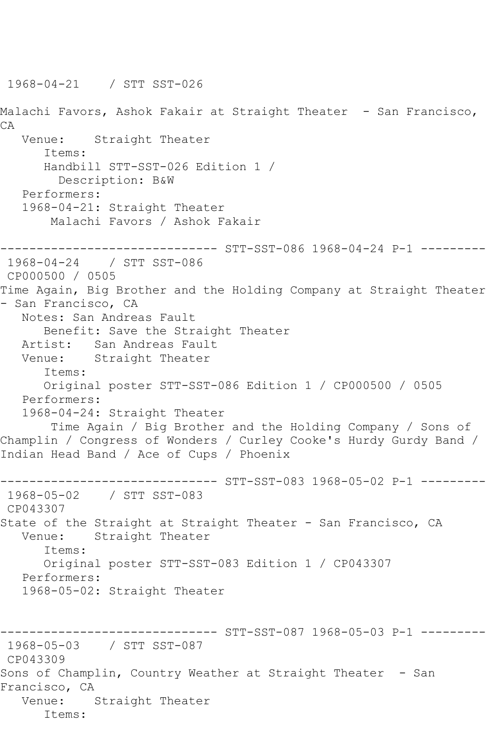1968-04-21 / STT SST-026

Malachi Favors, Ashok Fakair at Straight Theater - San Francisco, CA

Venue: Straight Theater

Items:

Handbill STT-SST-026 Edition 1 /

Description: B&W

Performers:

1968-04-21: Straight Theater

Malachi Favors / Ashok Fakair

------------------------------ STT-SST-086 1968-04-24 P-1 ---------

1968-04-24 / STT SST-086

CP000500 / 0505

Time Again, Big Brother and the Holding Company at Straight Theater - San Francisco, CA

Notes: San Andreas Fault

Benefit: Save the Straight Theater

Artist: San Andreas Fault

Venue: Straight Theater

Items:

Original poster STT-SST-086 Edition 1 / CP000500 / 0505

Performers:

1968-04-24: Straight Theater

Time Again / Big Brother and the Holding Company / Sons of Champlin / Congress of Wonders / Curley Cooke's Hurdy Gurdy Band / Indian Head Band / Ace of Cups / Phoenix

------------------------------ STT-SST-083 1968-05-02 P-1 ---------

1968-05-02 / STT SST-083

CP043307

State of the Straight at Straight Theater - San Francisco, CA

Venue: Straight Theater

Items:

Original poster STT-SST-083 Edition 1 / CP043307

Performers:

1968-05-02: Straight Theater

------------------------------ STT-SST-087 1968-05-03 P-1 ---------

1968-05-03 / STT SST-087

CP043309

Sons of Champlin, Country Weather at Straight Theater - San Francisco, CA

Venue: Straight Theater

Items: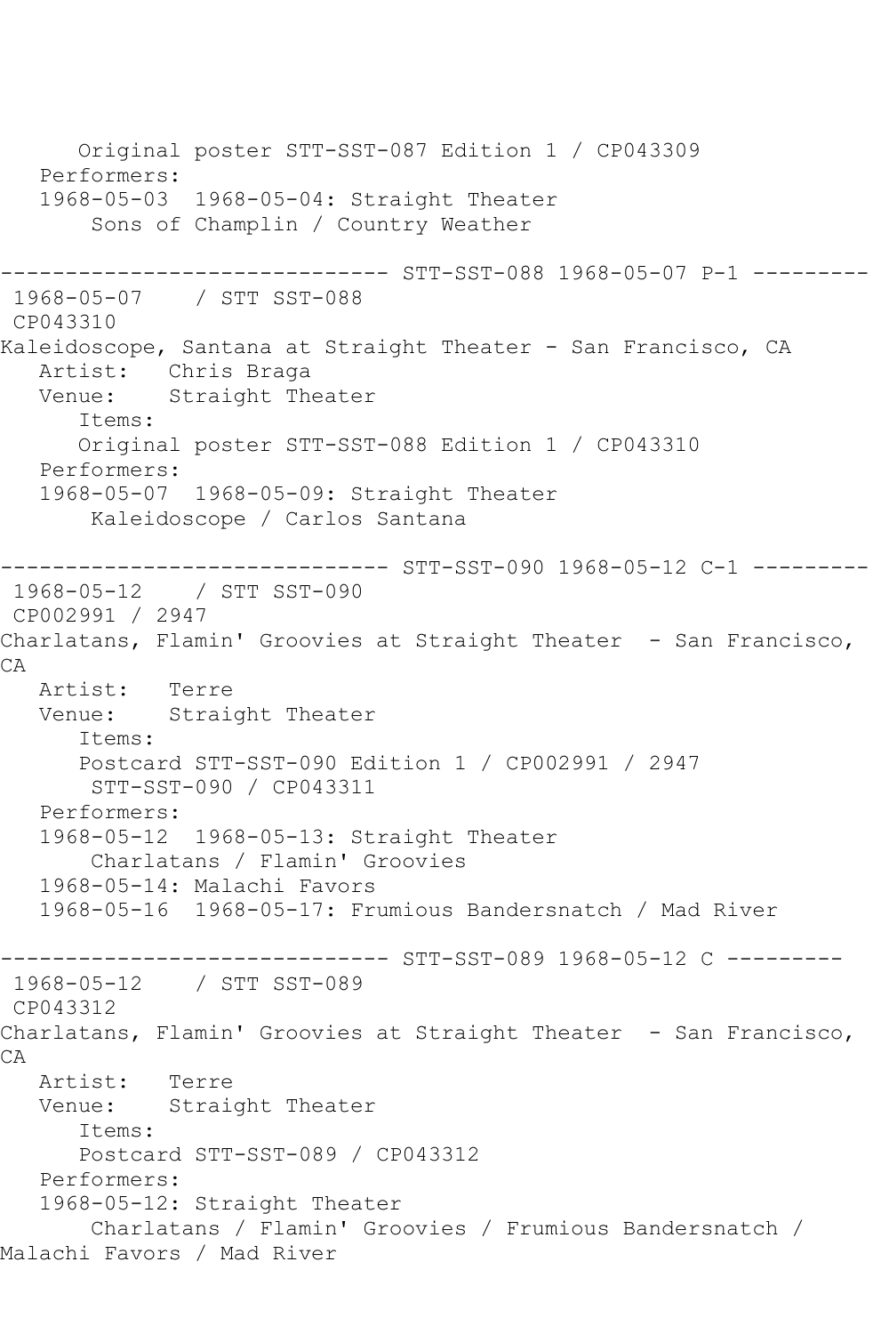```
      Original poster STT-SST-087 Edition 1 / CP043309
   Performers:
   1968-05-03  1968-05-04: Straight Theater
       Sons of Champlin / Country Weather

------------------------------ STT-SST-088 1968-05-07 P-1 ---------
 1968-05-07    / STT SST-088
 CP043310
Kaleidoscope, Santana at Straight Theater - San Francisco, CA
   Artist:   Chris Braga
   Venue:    Straight Theater
      Items:
      Original poster STT-SST-088 Edition 1 / CP043310
   Performers:
   1968-05-07  1968-05-09: Straight Theater
       Kaleidoscope / Carlos Santana

------------------------------ STT-SST-090 1968-05-12 C-1 ---------
 1968-05-12    / STT SST-090
 CP002991 / 2947
Charlatans, Flamin' Groovies at Straight Theater  - San Francisco,
CA
   Artist:   Terre
   Venue:    Straight Theater
      Items:
      Postcard STT-SST-090 Edition 1 / CP002991 / 2947
       STT-SST-090 / CP043311
   Performers:
   1968-05-12  1968-05-13: Straight Theater
       Charlatans / Flamin' Groovies
   1968-05-14: Malachi Favors
   1968-05-16  1968-05-17: Frumious Bandersnatch / Mad River

------------------------------ STT-SST-089 1968-05-12 C ---------
 1968-05-12    / STT SST-089
 CP043312
Charlatans, Flamin' Groovies at Straight Theater  - San Francisco,
CA
   Artist:   Terre
   Venue:    Straight Theater
      Items:
      Postcard STT-SST-089 / CP043312
   Performers:
   1968-05-12: Straight Theater
       Charlatans / Flamin' Groovies / Frumious Bandersnatch /
Malachi Favors / Mad River
```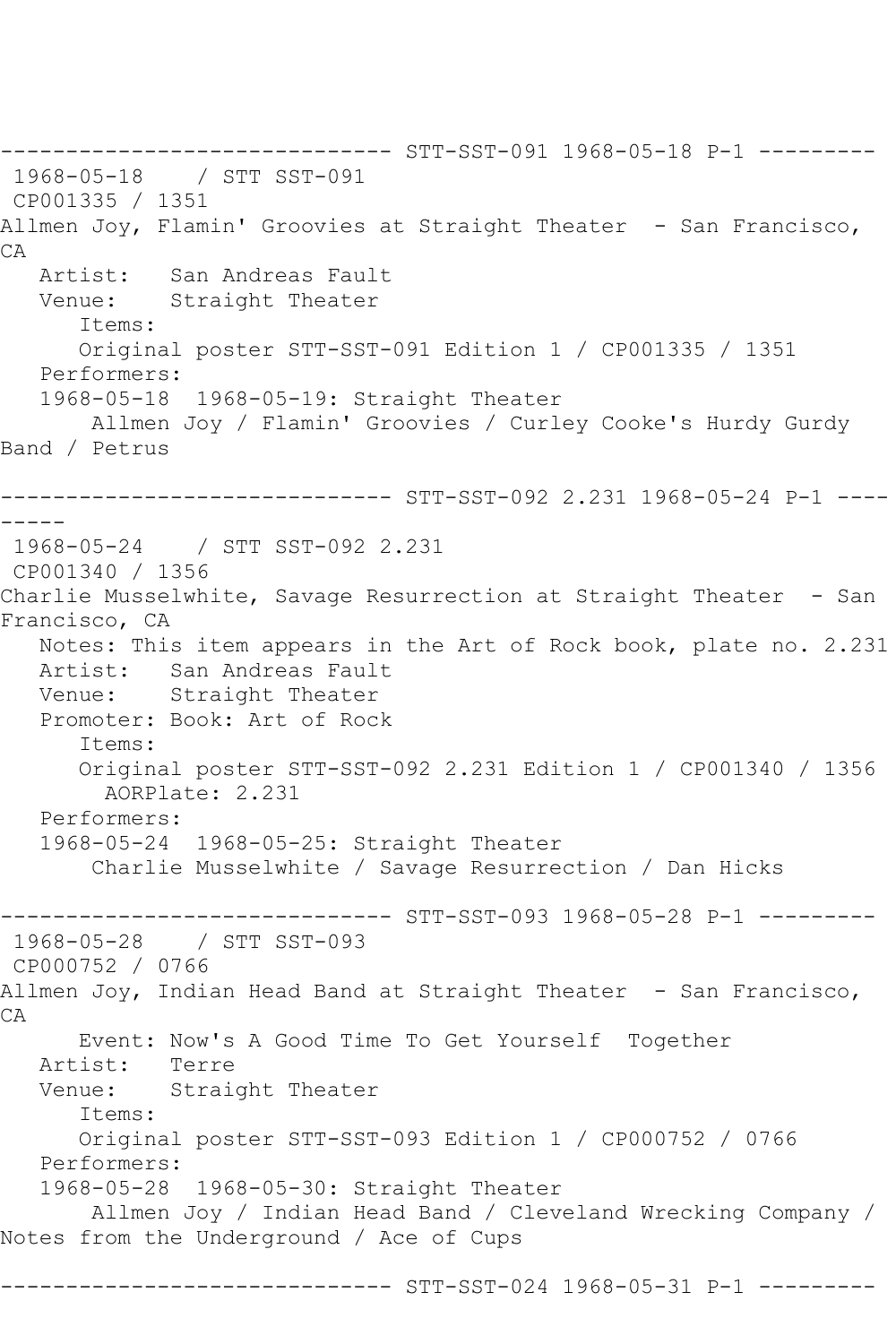------------------------------ STT-SST-091 1968-05-18 P-1 ---------

1968-05-18 / STT SST-091

CP001335 / 1351

Allmen Joy, Flamin' Groovies at Straight Theater - San Francisco, CA

Artist: San Andreas Fault

Venue: Straight Theater

Items:

Original poster STT-SST-091 Edition 1 / CP001335 / 1351

Performers:

1968-05-18 1968-05-19: Straight Theater

Allmen Joy / Flamin' Groovies / Curley Cooke's Hurdy Gurdy Band / Petrus

------------------------------ STT-SST-092 2.231 1968-05-24 P-1 ---------

1968-05-24 / STT SST-092 2.231

CP001340 / 1356

Charlie Musselwhite, Savage Resurrection at Straight Theater - San Francisco, CA

Notes: This item appears in the Art of Rock book, plate no. 2.231

Artist: San Andreas Fault

Venue: Straight Theater

Promoter: Book: Art of Rock

Items:

Original poster STT-SST-092 2.231 Edition 1 / CP001340 / 1356

AORPlate: 2.231

Performers:

1968-05-24 1968-05-25: Straight Theater

Charlie Musselwhite / Savage Resurrection / Dan Hicks

------------------------------ STT-SST-093 1968-05-28 P-1 ---------

1968-05-28 / STT SST-093

CP000752 / 0766

Allmen Joy, Indian Head Band at Straight Theater - San Francisco, CA

Event: Now's A Good Time To Get Yourself Together

Artist: Terre

Venue: Straight Theater

Items:

Original poster STT-SST-093 Edition 1 / CP000752 / 0766

Performers:

1968-05-28 1968-05-30: Straight Theater

Allmen Joy / Indian Head Band / Cleveland Wrecking Company / Notes from the Underground / Ace of Cups

------------------------------ STT-SST-024 1968-05-31 P-1 ---------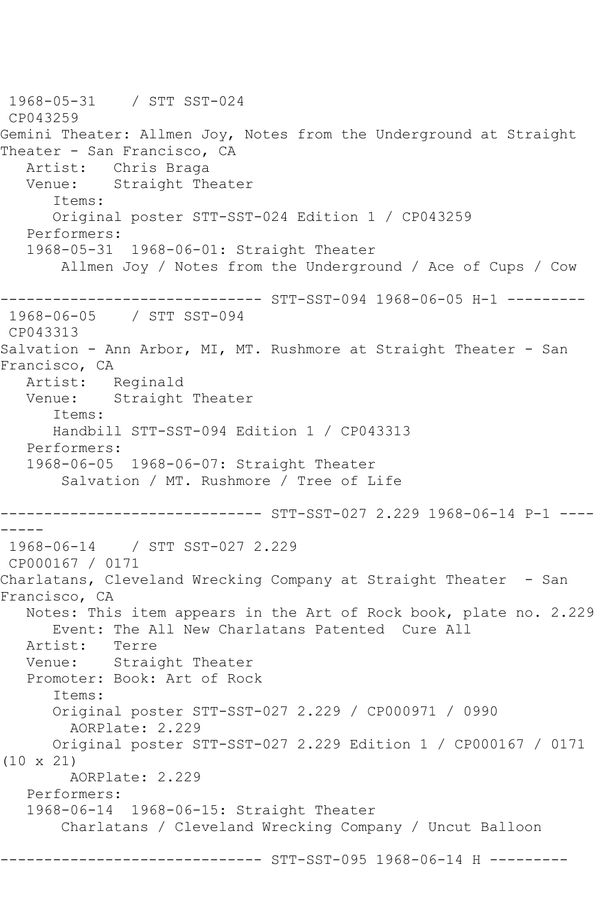```
1968-05-31    / STT SST-024
 CP043259
Gemini Theater: Allmen Joy, Notes from the Underground at Straight
Theater - San Francisco, CA
   Artist:   Chris Braga
   Venue:    Straight Theater
      Items:
      Original poster STT-SST-024 Edition 1 / CP043259
   Performers:
   1968-05-31  1968-06-01: Straight Theater
       Allmen Joy / Notes from the Underground / Ace of Cups / Cow

------------------------------ STT-SST-094 1968-06-05 H-1 ---------
 1968-06-05    / STT SST-094
 CP043313
Salvation - Ann Arbor, MI, MT. Rushmore at Straight Theater - San
Francisco, CA
   Artist:   Reginald
   Venue:    Straight Theater
      Items:
      Handbill STT-SST-094 Edition 1 / CP043313
   Performers:
   1968-06-05  1968-06-07: Straight Theater
       Salvation / MT. Rushmore / Tree of Life

------------------------------ STT-SST-027 2.229 1968-06-14 P-1 ----
-----
 1968-06-14    / STT SST-027 2.229
 CP000167 / 0171
Charlatans, Cleveland Wrecking Company at Straight Theater  - San
Francisco, CA
   Notes: This item appears in the Art of Rock book, plate no. 2.229
      Event: The All New Charlatans Patented  Cure All
   Artist:   Terre
   Venue:    Straight Theater
   Promoter: Book: Art of Rock
      Items:
      Original poster STT-SST-027 2.229 / CP000971 / 0990
        AORPlate: 2.229
      Original poster STT-SST-027 2.229 Edition 1 / CP000167 / 0171
(10 x 21)
        AORPlate: 2.229
   Performers:
   1968-06-14  1968-06-15: Straight Theater
       Charlatans / Cleveland Wrecking Company / Uncut Balloon

------------------------------ STT-SST-095 1968-06-14 H ---------
```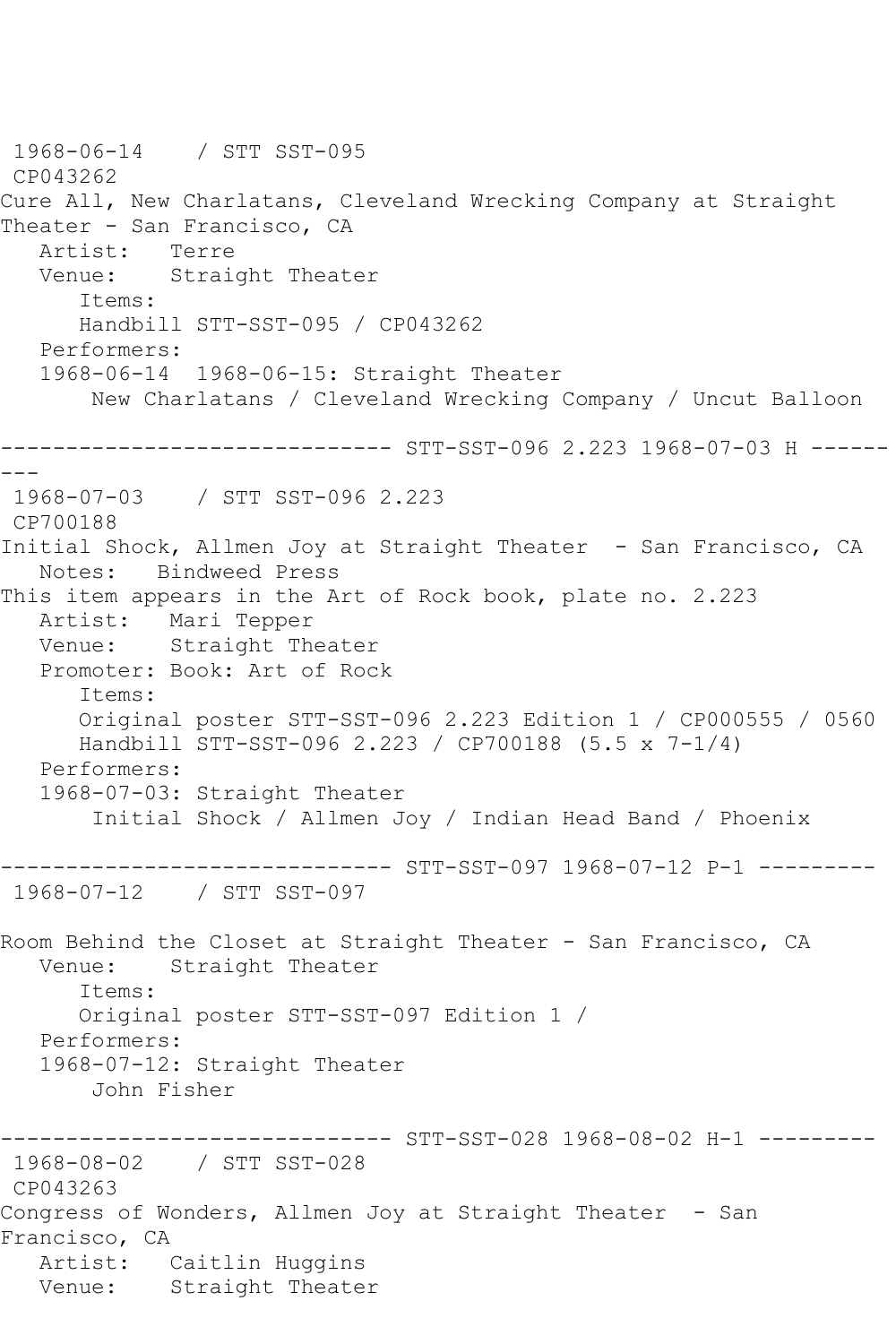1968-06-14 / STT SST-095
CP043262
Cure All, New Charlatans, Cleveland Wrecking Company at Straight Theater - San Francisco, CA
   Artist:   Terre
   Venue:    Straight Theater
      Items:
      Handbill STT-SST-095 / CP043262
   Performers:
   1968-06-14  1968-06-15: Straight Theater
       New Charlatans / Cleveland Wrecking Company / Uncut Balloon

------------------------------ STT-SST-096 2.223 1968-07-03 H ---------

1968-07-03 / STT SST-096 2.223
CP700188
Initial Shock, Allmen Joy at Straight Theater - San Francisco, CA
   Notes:   Bindweed Press
This item appears in the Art of Rock book, plate no. 2.223
   Artist:   Mari Tepper
   Venue:    Straight Theater
   Promoter: Book: Art of Rock
      Items:
      Original poster STT-SST-096 2.223 Edition 1 / CP000555 / 0560
      Handbill STT-SST-096 2.223 / CP700188 (5.5 x 7-1/4)
   Performers:
   1968-07-03: Straight Theater
       Initial Shock / Allmen Joy / Indian Head Band / Phoenix

------------------------------ STT-SST-097 1968-07-12 P-1 ---------

1968-07-12 / STT SST-097

Room Behind the Closet at Straight Theater - San Francisco, CA
   Venue:    Straight Theater
      Items:
      Original poster STT-SST-097 Edition 1 /
   Performers:
   1968-07-12: Straight Theater
       John Fisher

------------------------------ STT-SST-028 1968-08-02 H-1 ---------

1968-08-02 / STT SST-028
CP043263
Congress of Wonders, Allmen Joy at Straight Theater - San Francisco, CA
   Artist:   Caitlin Huggins
   Venue:    Straight Theater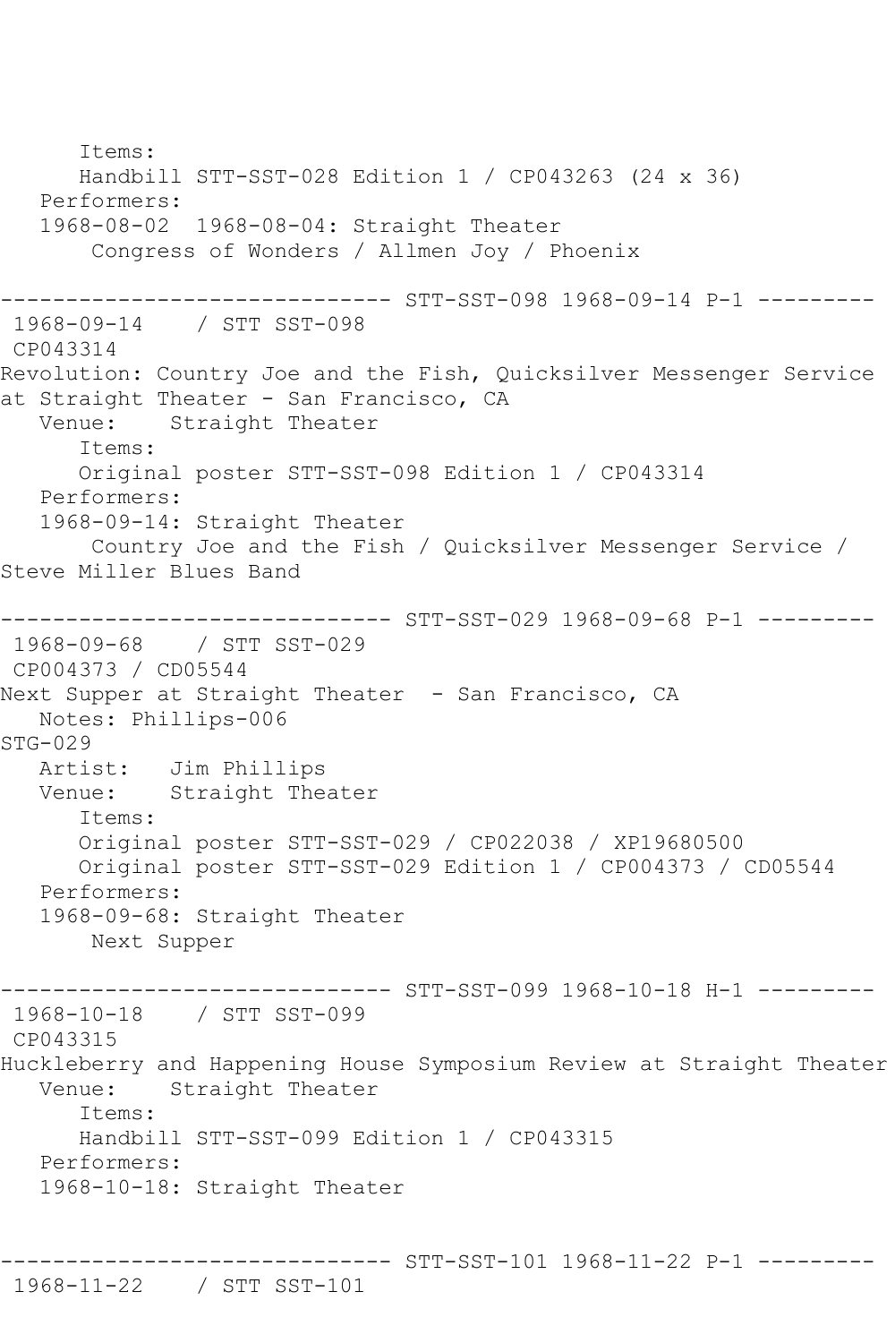```
      Items:
      Handbill STT-SST-028 Edition 1 / CP043263 (24 x 36)
   Performers:
   1968-08-02  1968-08-04: Straight Theater
       Congress of Wonders / Allmen Joy / Phoenix

------------------------------ STT-SST-098 1968-09-14 P-1 ---------
 1968-09-14    / STT SST-098
 CP043314
Revolution: Country Joe and the Fish, Quicksilver Messenger Service
at Straight Theater - San Francisco, CA
   Venue:    Straight Theater
      Items:
      Original poster STT-SST-098 Edition 1 / CP043314
   Performers:
   1968-09-14: Straight Theater
       Country Joe and the Fish / Quicksilver Messenger Service /
Steve Miller Blues Band

------------------------------ STT-SST-029 1968-09-68 P-1 ---------
 1968-09-68    / STT SST-029
 CP004373 / CD05544
Next Supper at Straight Theater  - San Francisco, CA
   Notes: Phillips-006
STG-029
   Artist:   Jim Phillips
   Venue:    Straight Theater
      Items:
      Original poster STT-SST-029 / CP022038 / XP19680500
      Original poster STT-SST-029 Edition 1 / CP004373 / CD05544
   Performers:
   1968-09-68: Straight Theater
       Next Supper

------------------------------ STT-SST-099 1968-10-18 H-1 ---------
 1968-10-18    / STT SST-099
 CP043315
Huckleberry and Happening House Symposium Review at Straight Theater
   Venue:    Straight Theater
      Items:
      Handbill STT-SST-099 Edition 1 / CP043315
   Performers:
   1968-10-18: Straight Theater


------------------------------ STT-SST-101 1968-11-22 P-1 ---------
 1968-11-22    / STT SST-101
```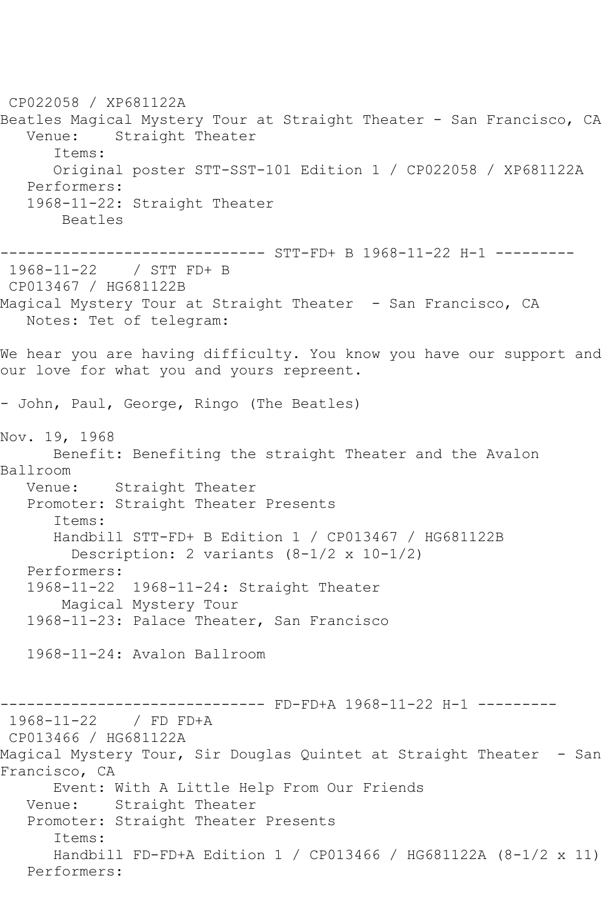CP022058 / XP681122A
Beatles Magical Mystery Tour at Straight Theater - San Francisco, CA
   Venue:    Straight Theater
      Items:
      Original poster STT-SST-101 Edition 1 / CP022058 / XP681122A
   Performers:
   1968-11-22: Straight Theater
       Beatles

------------------------------ STT-FD+ B 1968-11-22 H-1 ---------
 1968-11-22    / STT FD+ B
 CP013467 / HG681122B
Magical Mystery Tour at Straight Theater  - San Francisco, CA
   Notes: Tet of telegram:

We hear you are having difficulty. You know you have our support and our love for what you and yours repreent.

- John, Paul, George, Ringo (The Beatles)

Nov. 19, 1968
      Benefit: Benefiting the straight Theater and the Avalon Ballroom
   Venue:    Straight Theater
   Promoter: Straight Theater Presents
      Items:
      Handbill STT-FD+ B Edition 1 / CP013467 / HG681122B
        Description: 2 variants (8-1/2 x 10-1/2)
   Performers:
   1968-11-22  1968-11-24: Straight Theater
       Magical Mystery Tour
   1968-11-23: Palace Theater, San Francisco

   1968-11-24: Avalon Ballroom

------------------------------ FD-FD+A 1968-11-22 H-1 ---------
 1968-11-22    / FD FD+A
 CP013466 / HG681122A
Magical Mystery Tour, Sir Douglas Quintet at Straight Theater  - San Francisco, CA
      Event: With A Little Help From Our Friends
   Venue:    Straight Theater
   Promoter: Straight Theater Presents
      Items:
      Handbill FD-FD+A Edition 1 / CP013466 / HG681122A (8-1/2 x 11)
   Performers: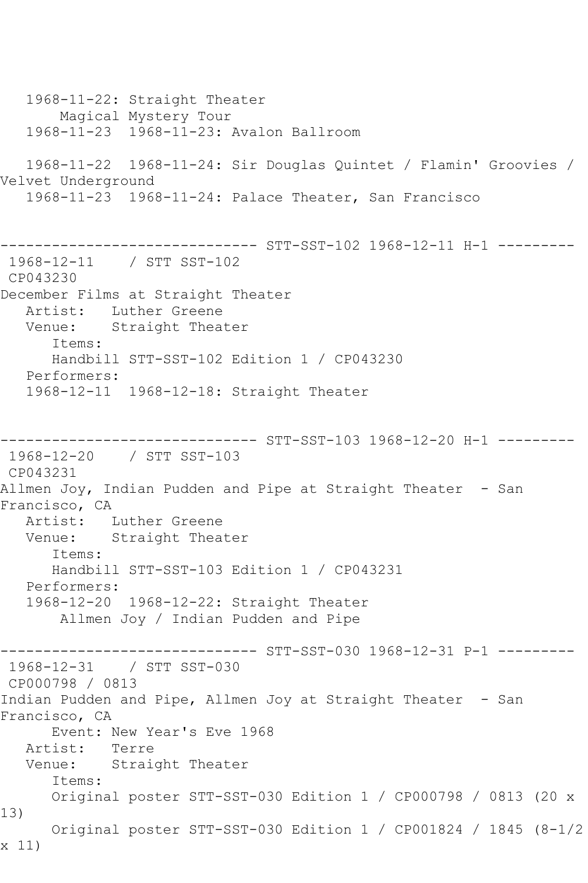```
   1968-11-22: Straight Theater
       Magical Mystery Tour
   1968-11-23  1968-11-23: Avalon Ballroom

   1968-11-22  1968-11-24: Sir Douglas Quintet / Flamin' Groovies / 
Velvet Undergound
   1968-11-23  1968-11-24: Palace Theater, San Francisco


------------------------------ STT-SST-102 1968-12-11 H-1 ---------
 1968-12-11    / STT SST-102
 CP043230
December Films at Straight Theater
   Artist:   Luther Greene
   Venue:    Straight Theater
      Items:
      Handbill STT-SST-102 Edition 1 / CP043230
   Performers:
   1968-12-11  1968-12-18: Straight Theater


------------------------------ STT-SST-103 1968-12-20 H-1 ---------
 1968-12-20    / STT SST-103
 CP043231
Allmen Joy, Indian Pudden and Pipe at Straight Theater  - San 
Francisco, CA
   Artist:   Luther Greene
   Venue:    Straight Theater
      Items:
      Handbill STT-SST-103 Edition 1 / CP043231
   Performers:
   1968-12-20  1968-12-22: Straight Theater
       Allmen Joy / Indian Pudden and Pipe

------------------------------ STT-SST-030 1968-12-31 P-1 ---------
 1968-12-31    / STT SST-030
 CP000798 / 0813
Indian Pudden and Pipe, Allmen Joy at Straight Theater  - San 
Francisco, CA
      Event: New Year's Eve 1968
   Artist:   Terre
   Venue:    Straight Theater
      Items:
      Original poster STT-SST-030 Edition 1 / CP000798 / 0813 (20 x 
13)
      Original poster STT-SST-030 Edition 1 / CP001824 / 1845 (8-1/2 
x 11)
```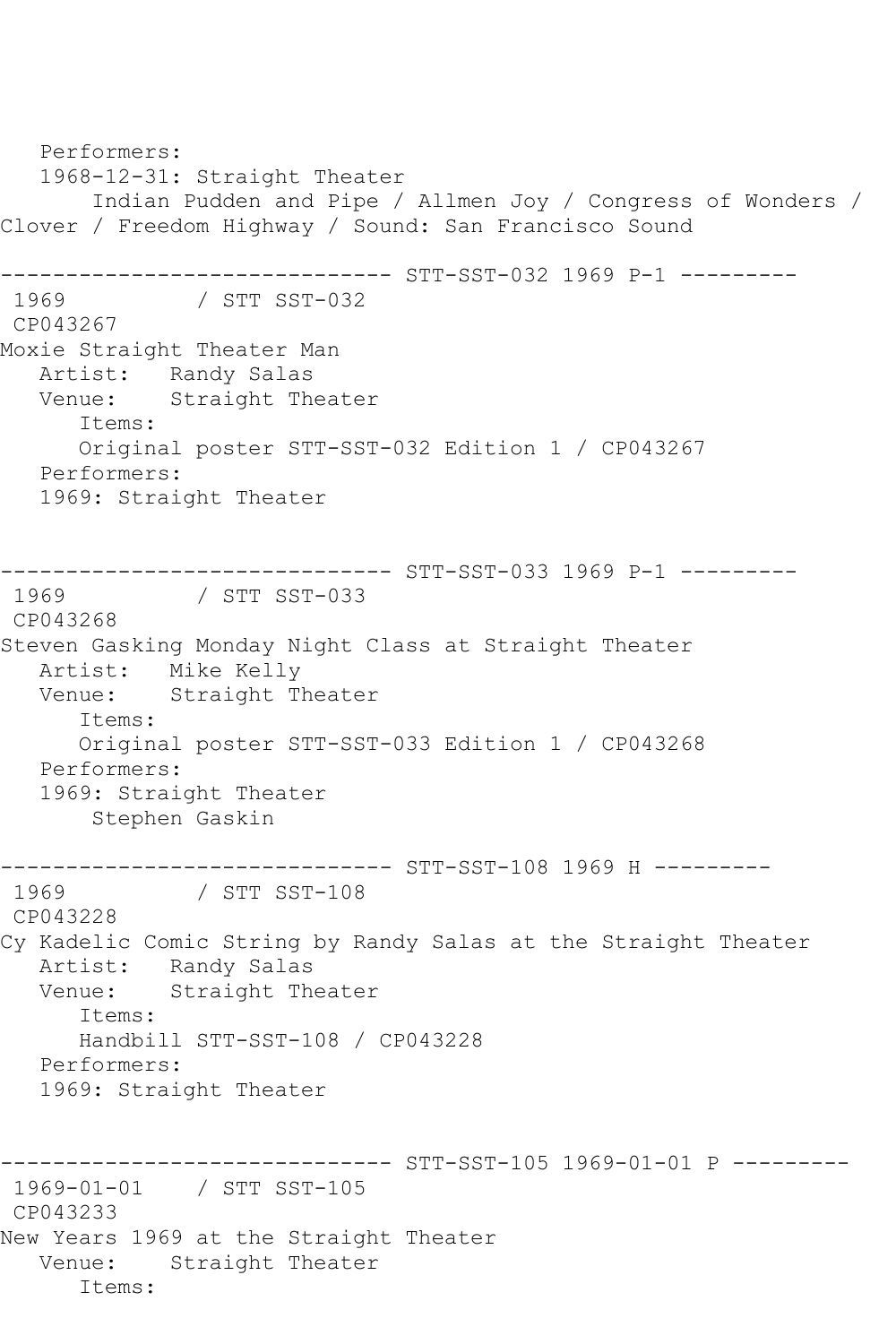Performers:
   1968-12-31: Straight Theater
       Indian Pudden and Pipe / Allmen Joy / Congress of Wonders / Clover / Freedom Highway / Sound: San Francisco Sound

------------------------------ STT-SST-032 1969 P-1 ---------
1969          / STT SST-032
CP043267
Moxie Straight Theater Man
   Artist:   Randy Salas
   Venue:    Straight Theater
      Items:
      Original poster STT-SST-032 Edition 1 / CP043267
   Performers:
   1969: Straight Theater

------------------------------ STT-SST-033 1969 P-1 ---------
1969          / STT SST-033
CP043268
Steven Gasking Monday Night Class at Straight Theater
   Artist:   Mike Kelly
   Venue:    Straight Theater
      Items:
      Original poster STT-SST-033 Edition 1 / CP043268
   Performers:
   1969: Straight Theater
       Stephen Gaskin

------------------------------ STT-SST-108 1969 H ---------
1969          / STT SST-108
CP043228
Cy Kadelic Comic String by Randy Salas at the Straight Theater
   Artist:   Randy Salas
   Venue:    Straight Theater
      Items:
      Handbill STT-SST-108 / CP043228
   Performers:
   1969: Straight Theater

------------------------------ STT-SST-105 1969-01-01 P ---------
1969-01-01    / STT SST-105
CP043233
New Years 1969 at the Straight Theater
   Venue:    Straight Theater
      Items: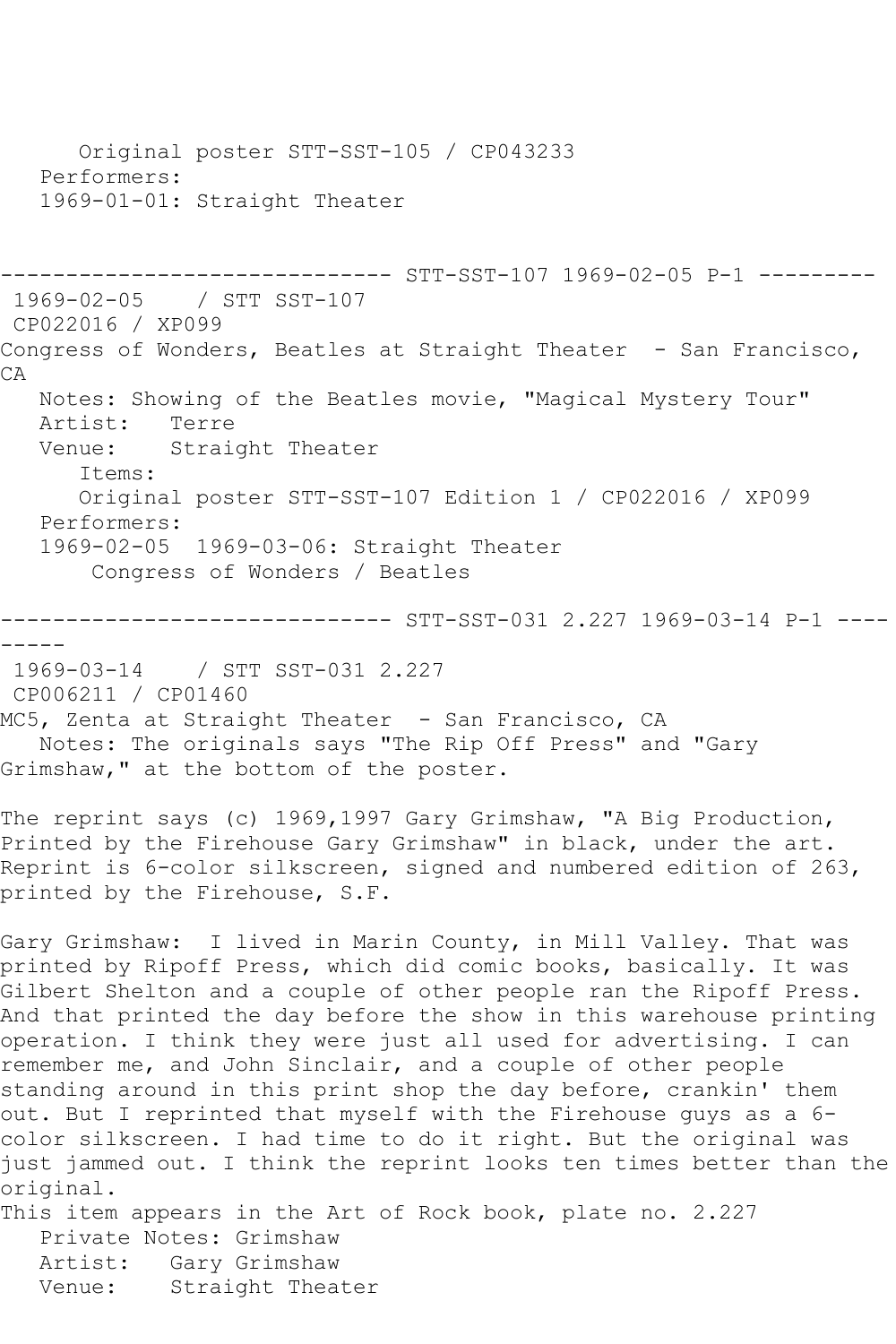Original poster STT-SST-105 / CP043233
Performers:
1969-01-01: Straight Theater

------------------------------ STT-SST-107 1969-02-05 P-1 ---------

1969-02-05 / STT SST-107
CP022016 / XP099
Congress of Wonders, Beatles at Straight Theater - San Francisco, CA
Notes: Showing of the Beatles movie, "Magical Mystery Tour"
Artist: Terre
Venue: Straight Theater
Items:
Original poster STT-SST-107 Edition 1 / CP022016 / XP099
Performers:
1969-02-05 1969-03-06: Straight Theater
Congress of Wonders / Beatles

------------------------------ STT-SST-031 2.227 1969-03-14 P-1 ---------

1969-03-14 / STT SST-031 2.227
CP006211 / CP01460
MC5, Zenta at Straight Theater - San Francisco, CA
Notes: The originals says "The Rip Off Press" and "Gary Grimshaw," at the bottom of the poster.

The reprint says (c) 1969,1997 Gary Grimshaw, "A Big Production, Printed by the Firehouse Gary Grimshaw" in black, under the art. Reprint is 6-color silkscreen, signed and numbered edition of 263, printed by the Firehouse, S.F.

Gary Grimshaw: I lived in Marin County, in Mill Valley. That was printed by Ripoff Press, which did comic books, basically. It was Gilbert Shelton and a couple of other people ran the Ripoff Press. And that printed the day before the show in this warehouse printing operation. I think they were just all used for advertising. I can remember me, and John Sinclair, and a couple of other people standing around in this print shop the day before, crankin' them out. But I reprinted that myself with the Firehouse guys as a 6-color silkscreen. I had time to do it right. But the original was just jammed out. I think the reprint looks ten times better than the original.
This item appears in the Art of Rock book, plate no. 2.227
Private Notes: Grimshaw
Artist: Gary Grimshaw
Venue: Straight Theater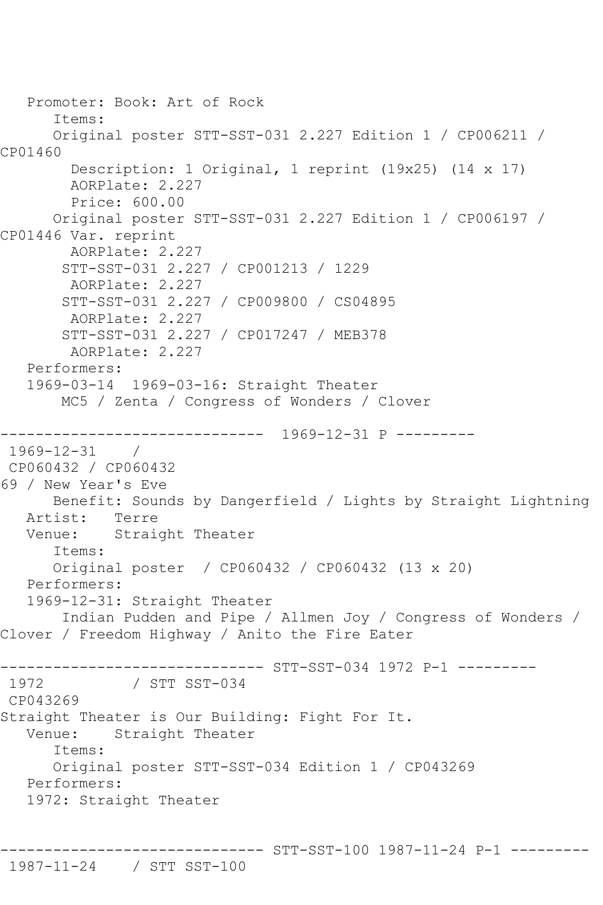```
   Promoter: Book: Art of Rock
      Items:
      Original poster STT-SST-031 2.227 Edition 1 / CP006211 / 
CP01460
        Description: 1 Original, 1 reprint (19x25) (14 x 17)
        AORPlate: 2.227 
        Price: 600.00
      Original poster STT-SST-031 2.227 Edition 1 / CP006197 / 
CP01446 Var. reprint
        AORPlate: 2.227 
       STT-SST-031 2.227 / CP001213 / 1229
        AORPlate: 2.227 
       STT-SST-031 2.227 / CP009800 / CS04895
        AORPlate: 2.227 
       STT-SST-031 2.227 / CP017247 / MEB378
        AORPlate: 2.227 
   Performers:
   1969-03-14  1969-03-16: Straight Theater
       MC5 / Zenta / Congress of Wonders / Clover

------------------------------  1969-12-31 P ---------
 1969-12-31    / 
 CP060432 / CP060432
69 / New Year's Eve
      Benefit: Sounds by Dangerfield / Lights by Straight Lightning
   Artist:   Terre
   Venue:    Straight Theater
      Items:
      Original poster  / CP060432 / CP060432 (13 x 20)
   Performers:
   1969-12-31: Straight Theater
       Indian Pudden and Pipe / Allmen Joy / Congress of Wonders / 
Clover / Freedom Highway / Anito the Fire Eater

------------------------------ STT-SST-034 1972 P-1 ---------
 1972          / STT SST-034
 CP043269
Straight Theater is Our Building: Fight For It.
   Venue:    Straight Theater
      Items:
      Original poster STT-SST-034 Edition 1 / CP043269
   Performers:
   1972: Straight Theater


------------------------------ STT-SST-100 1987-11-24 P-1 ---------
 1987-11-24    / STT SST-100
```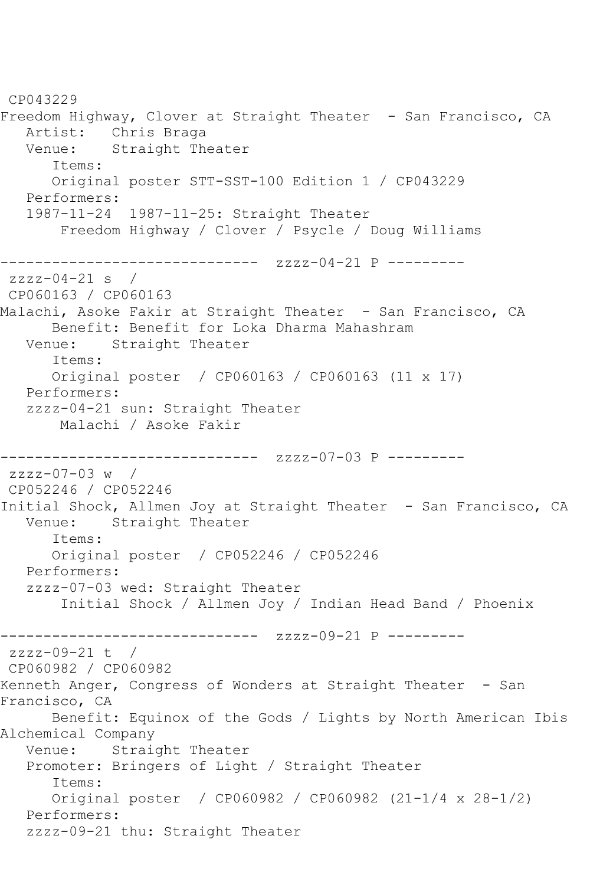CP043229
Freedom Highway, Clover at Straight Theater - San Francisco, CA
   Artist: Chris Braga
   Venue: Straight Theater
      Items:
      Original poster STT-SST-100 Edition 1 / CP043229
   Performers:
   1987-11-24 1987-11-25: Straight Theater
      Freedom Highway / Clover / Psycle / Doug Williams

------------------------------ zzzz-04-21 P ---------
zzzz-04-21 s /
CP060163 / CP060163
Malachi, Asoke Fakir at Straight Theater - San Francisco, CA
      Benefit: Benefit for Loka Dharma Mahashram
   Venue: Straight Theater
      Items:
      Original poster / CP060163 / CP060163 (11 x 17)
   Performers:
   zzzz-04-21 sun: Straight Theater
      Malachi / Asoke Fakir

------------------------------ zzzz-07-03 P ---------
zzzz-07-03 w /
CP052246 / CP052246
Initial Shock, Allmen Joy at Straight Theater - San Francisco, CA
   Venue: Straight Theater
      Items:
      Original poster / CP052246 / CP052246
   Performers:
   zzzz-07-03 wed: Straight Theater
      Initial Shock / Allmen Joy / Indian Head Band / Phoenix

------------------------------ zzzz-09-21 P ---------
zzzz-09-21 t /
CP060982 / CP060982
Kenneth Anger, Congress of Wonders at Straight Theater - San Francisco, CA
      Benefit: Equinox of the Gods / Lights by North American Ibis Alchemical Company
   Venue: Straight Theater
   Promoter: Bringers of Light / Straight Theater
      Items:
      Original poster / CP060982 / CP060982 (21-1/4 x 28-1/2)
   Performers:
   zzzz-09-21 thu: Straight Theater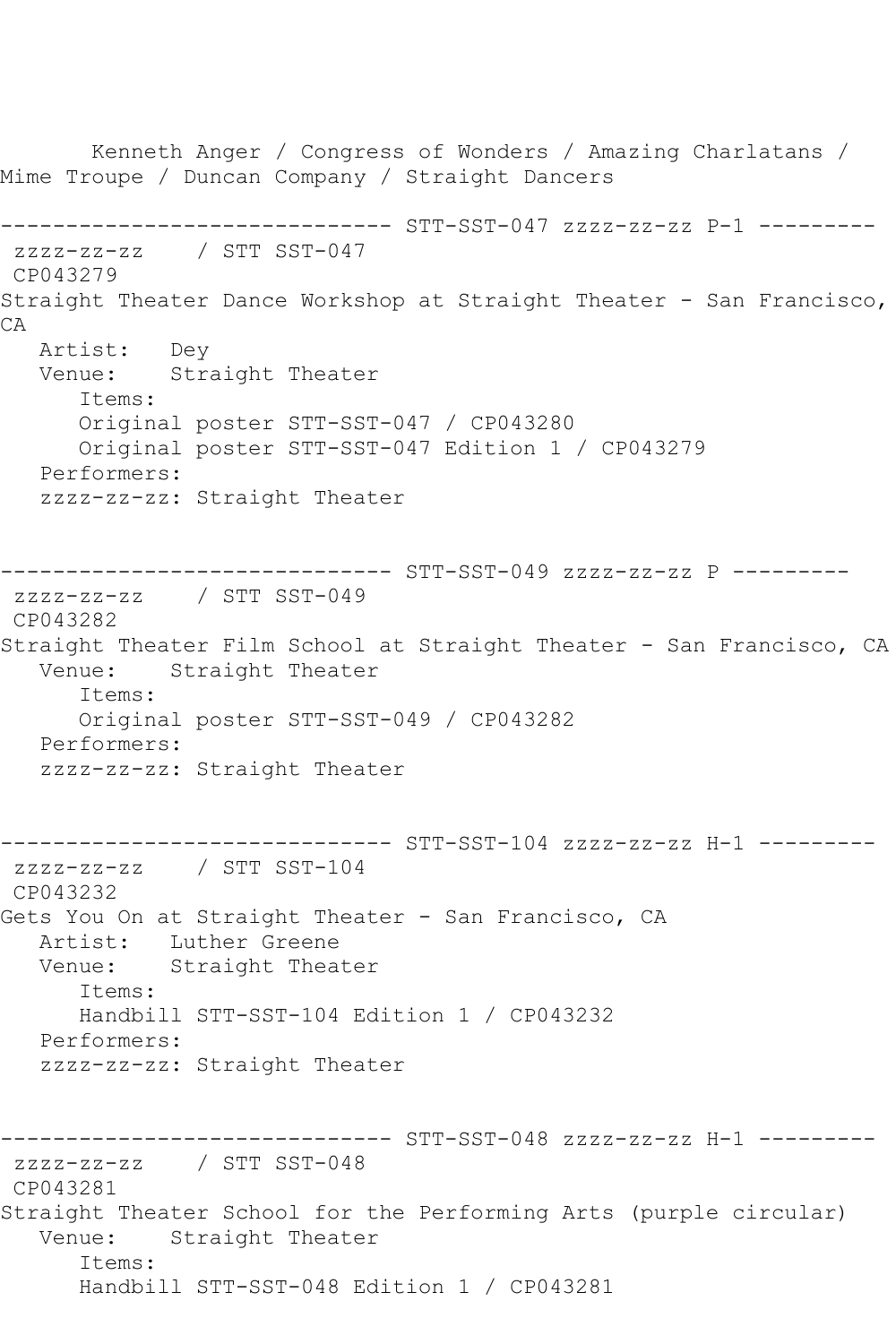Kenneth Anger / Congress of Wonders / Amazing Charlatans / Mime Troupe / Duncan Company / Straight Dancers

```
------------------------------ STT-SST-047 zzzz-zz-zz P-1 ---------
 zzzz-zz-zz    / STT SST-047
 CP043279
Straight Theater Dance Workshop at Straight Theater - San Francisco, CA
   Artist:   Dey
   Venue:    Straight Theater
      Items:
      Original poster STT-SST-047 / CP043280
      Original poster STT-SST-047 Edition 1 / CP043279
   Performers:
   zzzz-zz-zz: Straight Theater


------------------------------ STT-SST-049 zzzz-zz-zz P ---------
 zzzz-zz-zz    / STT SST-049
 CP043282
Straight Theater Film School at Straight Theater - San Francisco, CA
   Venue:    Straight Theater
      Items:
      Original poster STT-SST-049 / CP043282
   Performers:
   zzzz-zz-zz: Straight Theater


------------------------------ STT-SST-104 zzzz-zz-zz H-1 ---------
 zzzz-zz-zz    / STT SST-104
 CP043232
Gets You On at Straight Theater - San Francisco, CA
   Artist:   Luther Greene
   Venue:    Straight Theater
      Items:
      Handbill STT-SST-104 Edition 1 / CP043232
   Performers:
   zzzz-zz-zz: Straight Theater


------------------------------ STT-SST-048 zzzz-zz-zz H-1 ---------
 zzzz-zz-zz    / STT SST-048
 CP043281
Straight Theater School for the Performing Arts (purple circular)
   Venue:    Straight Theater
      Items:
      Handbill STT-SST-048 Edition 1 / CP043281
```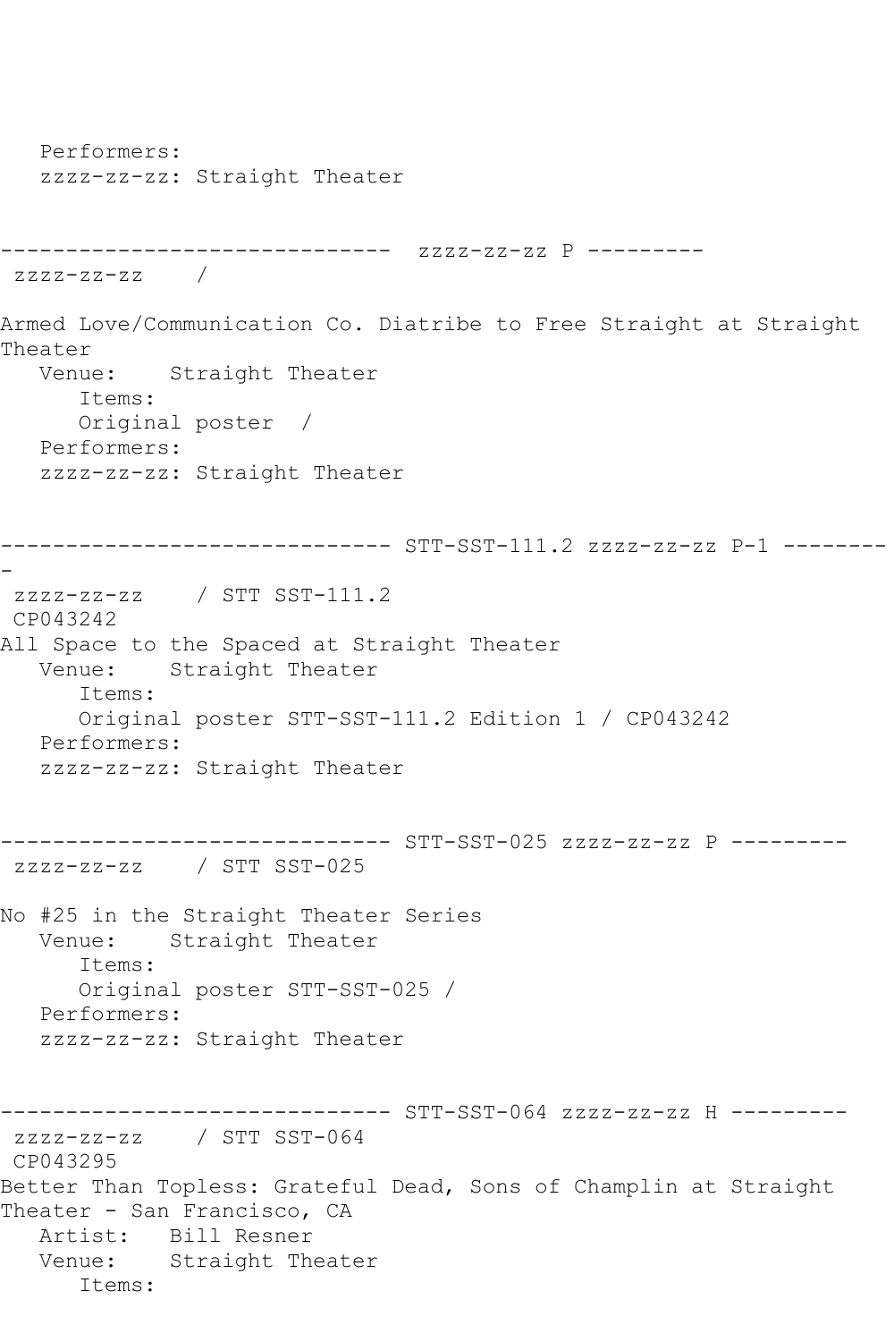```
   Performers:
   zzzz-zz-zz: Straight Theater


------------------------------  zzzz-zz-zz P ---------
 zzzz-zz-zz    /

Armed Love/Communication Co. Diatribe to Free Straight at Straight
Theater
   Venue:    Straight Theater
      Items:
      Original poster  /
   Performers:
   zzzz-zz-zz: Straight Theater


------------------------------ STT-SST-111.2 zzzz-zz-zz P-1 --------
-
 zzzz-zz-zz    / STT SST-111.2
 CP043242
All Space to the Spaced at Straight Theater
   Venue:    Straight Theater
      Items:
      Original poster STT-SST-111.2 Edition 1 / CP043242
   Performers:
   zzzz-zz-zz: Straight Theater


------------------------------ STT-SST-025 zzzz-zz-zz P ---------
 zzzz-zz-zz    / STT SST-025

No #25 in the Straight Theater Series
   Venue:    Straight Theater
      Items:
      Original poster STT-SST-025 /
   Performers:
   zzzz-zz-zz: Straight Theater


------------------------------ STT-SST-064 zzzz-zz-zz H ---------
 zzzz-zz-zz    / STT SST-064
 CP043295
Better Than Topless: Grateful Dead, Sons of Champlin at Straight
Theater - San Francisco, CA
   Artist:   Bill Resner
   Venue:    Straight Theater
      Items:
```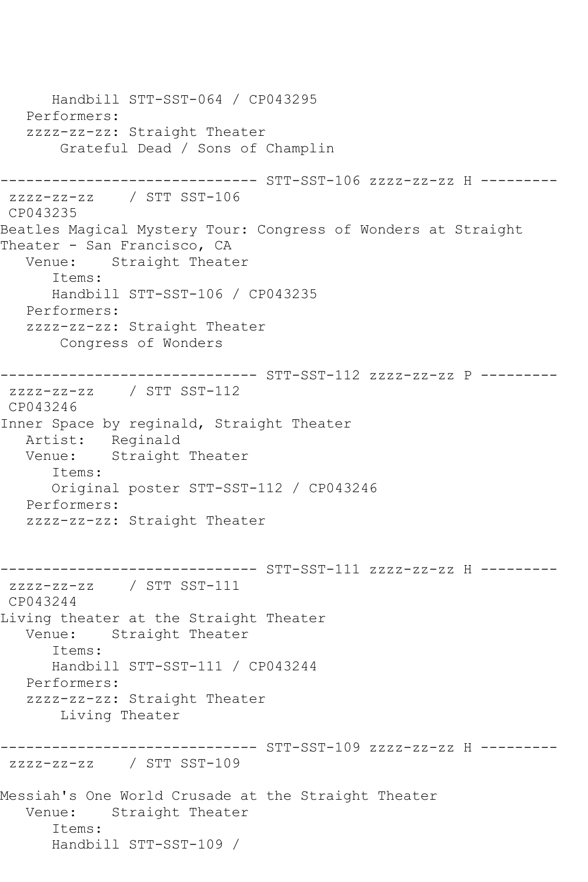```
      Handbill STT-SST-064 / CP043295
   Performers:
   zzzz-zz-zz: Straight Theater
       Grateful Dead / Sons of Champlin

------------------------------ STT-SST-106 zzzz-zz-zz H ---------
 zzzz-zz-zz    / STT SST-106
 CP043235
Beatles Magical Mystery Tour: Congress of Wonders at Straight
Theater - San Francisco, CA
   Venue:    Straight Theater
      Items:
      Handbill STT-SST-106 / CP043235
   Performers:
   zzzz-zz-zz: Straight Theater
       Congress of Wonders

------------------------------ STT-SST-112 zzzz-zz-zz P ---------
 zzzz-zz-zz    / STT SST-112
 CP043246
Inner Space by reginald, Straight Theater
   Artist:   Reginald
   Venue:    Straight Theater
      Items:
      Original poster STT-SST-112 / CP043246
   Performers:
   zzzz-zz-zz: Straight Theater


------------------------------ STT-SST-111 zzzz-zz-zz H ---------
 zzzz-zz-zz    / STT SST-111
 CP043244
Living theater at the Straight Theater
   Venue:    Straight Theater
      Items:
      Handbill STT-SST-111 / CP043244
   Performers:
   zzzz-zz-zz: Straight Theater
       Living Theater

------------------------------ STT-SST-109 zzzz-zz-zz H ---------
 zzzz-zz-zz    / STT SST-109

Messiah's One World Crusade at the Straight Theater
   Venue:    Straight Theater
      Items:
      Handbill STT-SST-109 /
```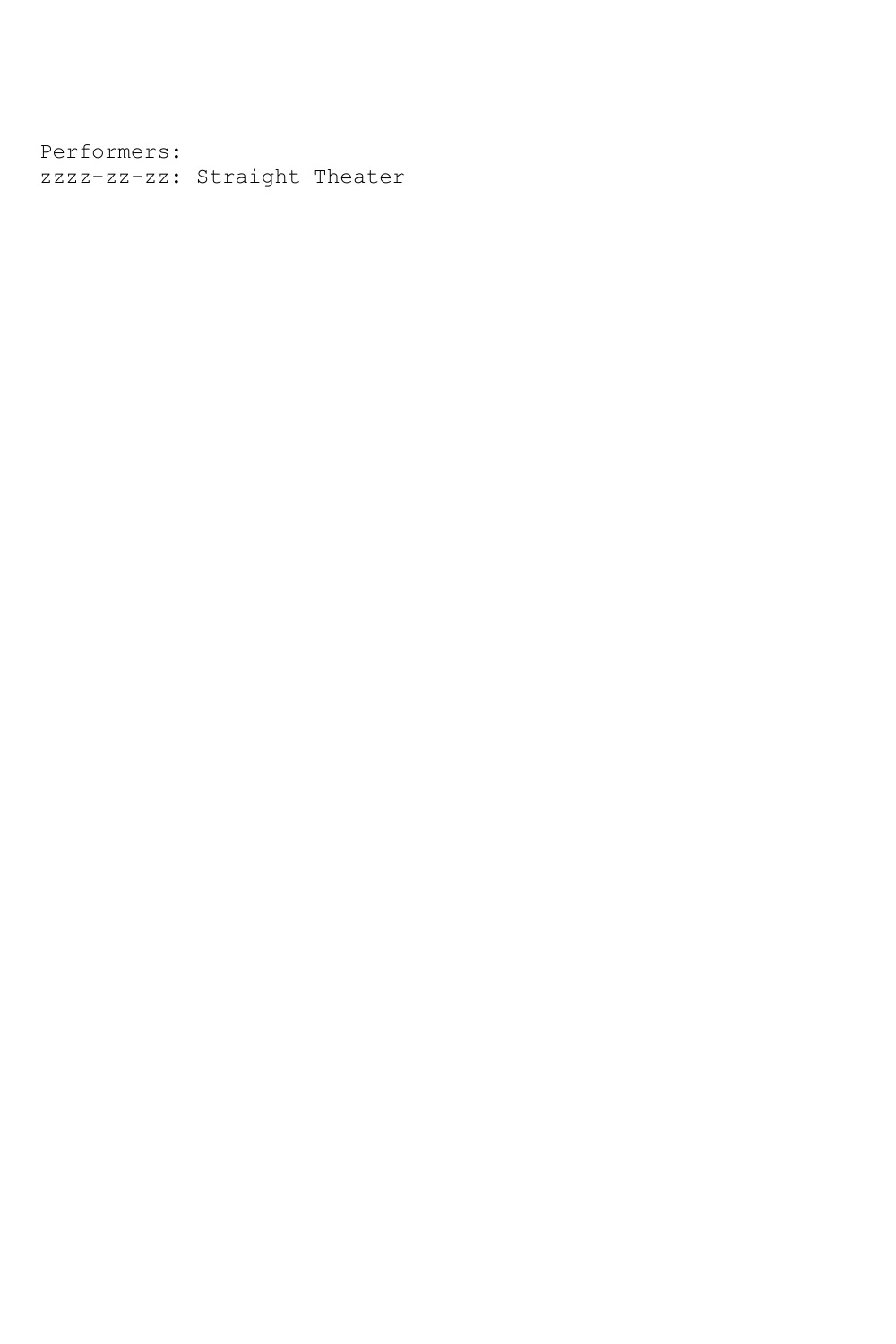Performers:
zzzz-zz-zz: Straight Theater